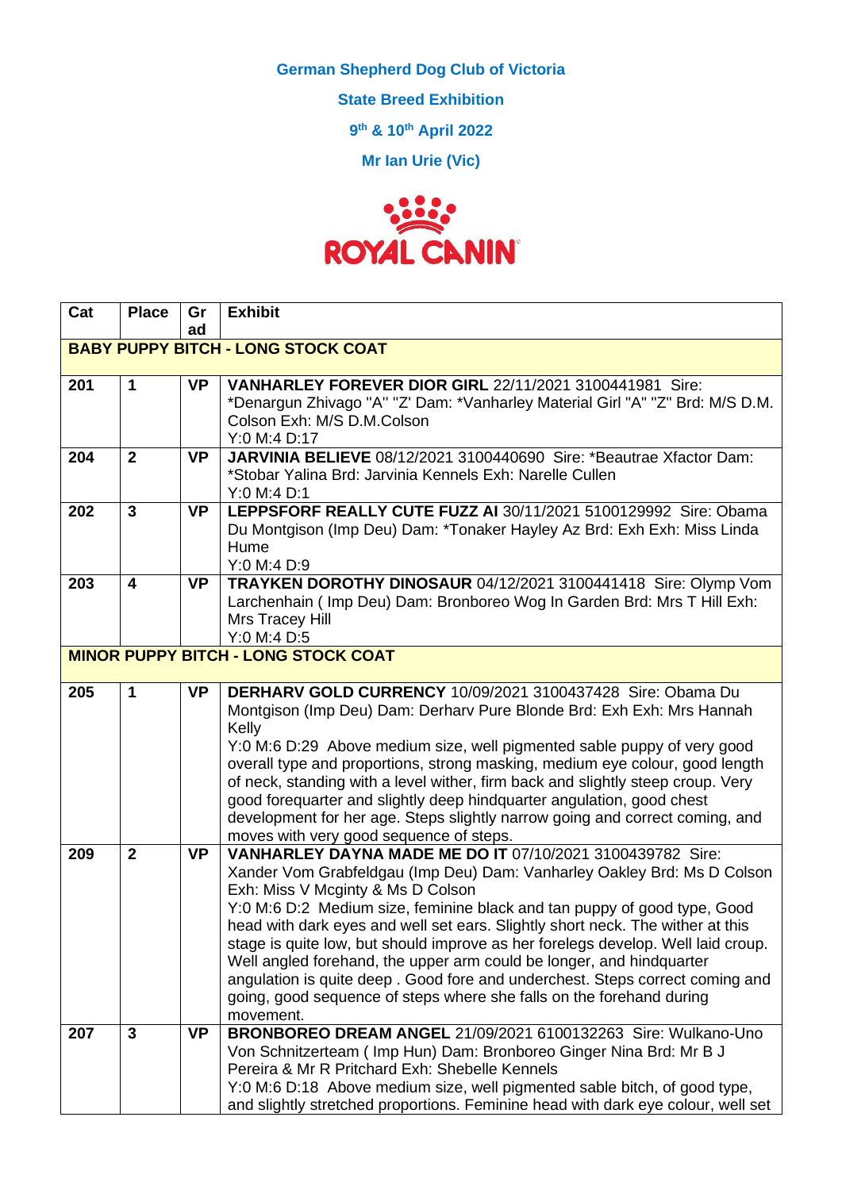**German Shepherd Dog Club of Victoria**

**State Breed Exhibition**

**9th & 10th April 2022**

**Mr Ian Urie (Vic)**

ROYAL CANIN

| Cat | Place | Grad | Exhibit |
|---|---|---|---|
| **BABY PUPPY BITCH - LONG STOCK COAT** | | | |
| 201 | 1 | VP | **VANHARLEY FOREVER DIOR GIRL** 22/11/2021 3100441981 Sire: *Denargun Zhivago "A" "Z' Dam: *Vanharley Material Girl "A" "Z" Brd: M/S D.M. Colson Exh: M/S D.M.Colson<br>Y:0 M:4 D:17 |
| 204 | 2 | VP | **JARVINIA BELIEVE** 08/12/2021 3100440690 Sire: *Beautrae Xfactor Dam: *Stobar Yalina Brd: Jarvinia Kennels Exh: Narelle Cullen<br>Y:0 M:4 D:1 |
| 202 | 3 | VP | **LEPPSFORF REALLY CUTE FUZZ AI** 30/11/2021 5100129992 Sire: Obama Du Montgison (Imp Deu) Dam: *Tonaker Hayley Az Brd: Exh Exh: Miss Linda Hume<br>Y:0 M:4 D:9 |
| 203 | 4 | VP | **TRAYKEN DOROTHY DINOSAUR** 04/12/2021 3100441418 Sire: Olymp Vom Larchenhain ( Imp Deu) Dam: Bronboreo Wog In Garden Brd: Mrs T Hill Exh: Mrs Tracey Hill<br>Y:0 M:4 D:5 |
| **MINOR PUPPY BITCH - LONG STOCK COAT** | | | |
| 205 | 1 | VP | **DERHARV GOLD CURRENCY** 10/09/2021 3100437428 Sire: Obama Du Montgison (Imp Deu) Dam: Derharv Pure Blonde Brd: Exh Exh: Mrs Hannah Kelly<br>Y:0 M:6 D:29 Above medium size, well pigmented sable puppy of very good overall type and proportions, strong masking, medium eye colour, good length of neck, standing with a level wither, firm back and slightly steep croup. Very good forequarter and slightly deep hindquarter angulation, good chest development for her age. Steps slightly narrow going and correct coming, and moves with very good sequence of steps. |
| 209 | 2 | VP | **VANHARLEY DAYNA MADE ME DO IT** 07/10/2021 3100439782 Sire: Xander Vom Grabfeldgau (Imp Deu) Dam: Vanharley Oakley Brd: Ms D Colson Exh: Miss V Mcginty & Ms D Colson<br>Y:0 M:6 D:2 Medium size, feminine black and tan puppy of good type, Good head with dark eyes and well set ears. Slightly short neck. The wither at this stage is quite low, but should improve as her forelegs develop. Well laid croup. Well angled forehand, the upper arm could be longer, and hindquarter angulation is quite deep . Good fore and underchest. Steps correct coming and going, good sequence of steps where she falls on the forehand during movement. |
| 207 | 3 | VP | **BRONBOREO DREAM ANGEL** 21/09/2021 6100132263 Sire: Wulkano-Uno Von Schnitzerteam ( Imp Hun) Dam: Bronboreo Ginger Nina Brd: Mr B J Pereira & Mr R Pritchard Exh: Shebelle Kennels<br>Y:0 M:6 D:18 Above medium size, well pigmented sable bitch, of good type, and slightly stretched proportions. Feminine head with dark eye colour, well set |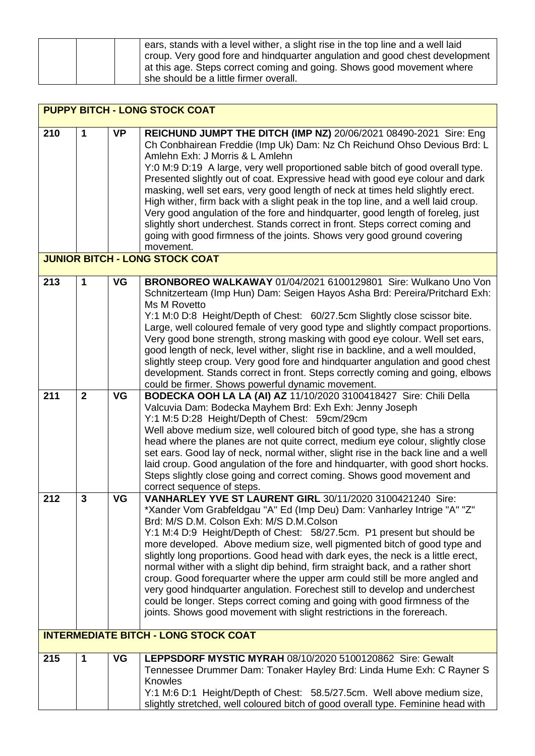| | | | ears, stands with a level wither, a slight rise in the top line and a well laid croup. Very good fore and hindquarter angulation and good chest development at this age. Steps correct coming and going. Shows good movement where she should be a little firmer overall. |
|---|---|---|---|

| **PUPPY BITCH - LONG STOCK COAT** | | | |
|---|---|---|---|
| 210 | 1 | VP | **REICHUND JUMPT THE DITCH (IMP NZ)** 20/06/2021 08490-2021 Sire: Eng Ch Conbhairean Freddie (Imp Uk) Dam: Nz Ch Reichund Ohso Devious Brd: L Amlehn Exh: J Morris & L Amlehn<br>Y:0 M:9 D:19 A large, very well proportioned sable bitch of good overall type. Presented slightly out of coat. Expressive head with good eye colour and dark masking, well set ears, very good length of neck at times held slightly erect. High wither, firm back with a slight peak in the top line, and a well laid croup. Very good angulation of the fore and hindquarter, good length of foreleg, just slightly short underchest. Stands correct in front. Steps correct coming and going with good firmness of the joints. Shows very good ground covering movement. |
| **JUNIOR BITCH - LONG STOCK COAT** | | | |
| 213 | 1 | VG | **BRONBOREO WALKAWAY** 01/04/2021 6100129801 Sire: Wulkano Uno Von Schnitzerteam (Imp Hun) Dam: Seigen Hayos Asha Brd: Pereira/Pritchard Exh: Ms M Rovetto<br>Y:1 M:0 D:8 Height/Depth of Chest: 60/27.5cm Slightly close scissor bite. Large, well coloured female of very good type and slightly compact proportions. Very good bone strength, strong masking with good eye colour. Well set ears, good length of neck, level wither, slight rise in backline, and a well moulded, slightly steep croup. Very good fore and hindquarter angulation and good chest development. Stands correct in front. Steps correctly coming and going, elbows could be firmer. Shows powerful dynamic movement. |
| 211 | 2 | VG | **BODECKA OOH LA LA (AI) AZ** 11/10/2020 3100418427 Sire: Chili Della Valcuvia Dam: Bodecka Mayhem Brd: Exh Exh: Jenny Joseph<br>Y:1 M:5 D:28 Height/Depth of Chest: 59cm/29cm<br>Well above medium size, well coloured bitch of good type, she has a strong head where the planes are not quite correct, medium eye colour, slightly close set ears. Good lay of neck, normal wither, slight rise in the back line and a well laid croup. Good angulation of the fore and hindquarter, with good short hocks. Steps slightly close going and correct coming. Shows good movement and correct sequence of steps. |
| 212 | 3 | VG | **VANHARLEY YVE ST LAURENT GIRL** 30/11/2020 3100421240 Sire: *Xander Vom Grabfeldgau "A" Ed (Imp Deu) Dam: Vanharley Intrige "A" "Z" Brd: M/S D.M. Colson Exh: M/S D.M.Colson<br>Y:1 M:4 D:9 Height/Depth of Chest: 58/27.5cm. P1 present but should be more developed. Above medium size, well pigmented bitch of good type and slightly long proportions. Good head with dark eyes, the neck is a little erect, normal wither with a slight dip behind, firm straight back, and a rather short croup. Good forequarter where the upper arm could still be more angled and very good hindquarter angulation. Forechest still to develop and underchest could be longer. Steps correct coming and going with good firmness of the joints. Shows good movement with slight restrictions in the forereach. |
| **INTERMEDIATE BITCH - LONG STOCK COAT** | | | |
| 215 | 1 | VG | **LEPPSDORF MYSTIC MYRAH** 08/10/2020 5100120862 Sire: Gewalt Tennessee Drummer Dam: Tonaker Hayley Brd: Linda Hume Exh: C Rayner S Knowles<br>Y:1 M:6 D:1 Height/Depth of Chest: 58.5/27.5cm. Well above medium size, slightly stretched, well coloured bitch of good overall type. Feminine head with |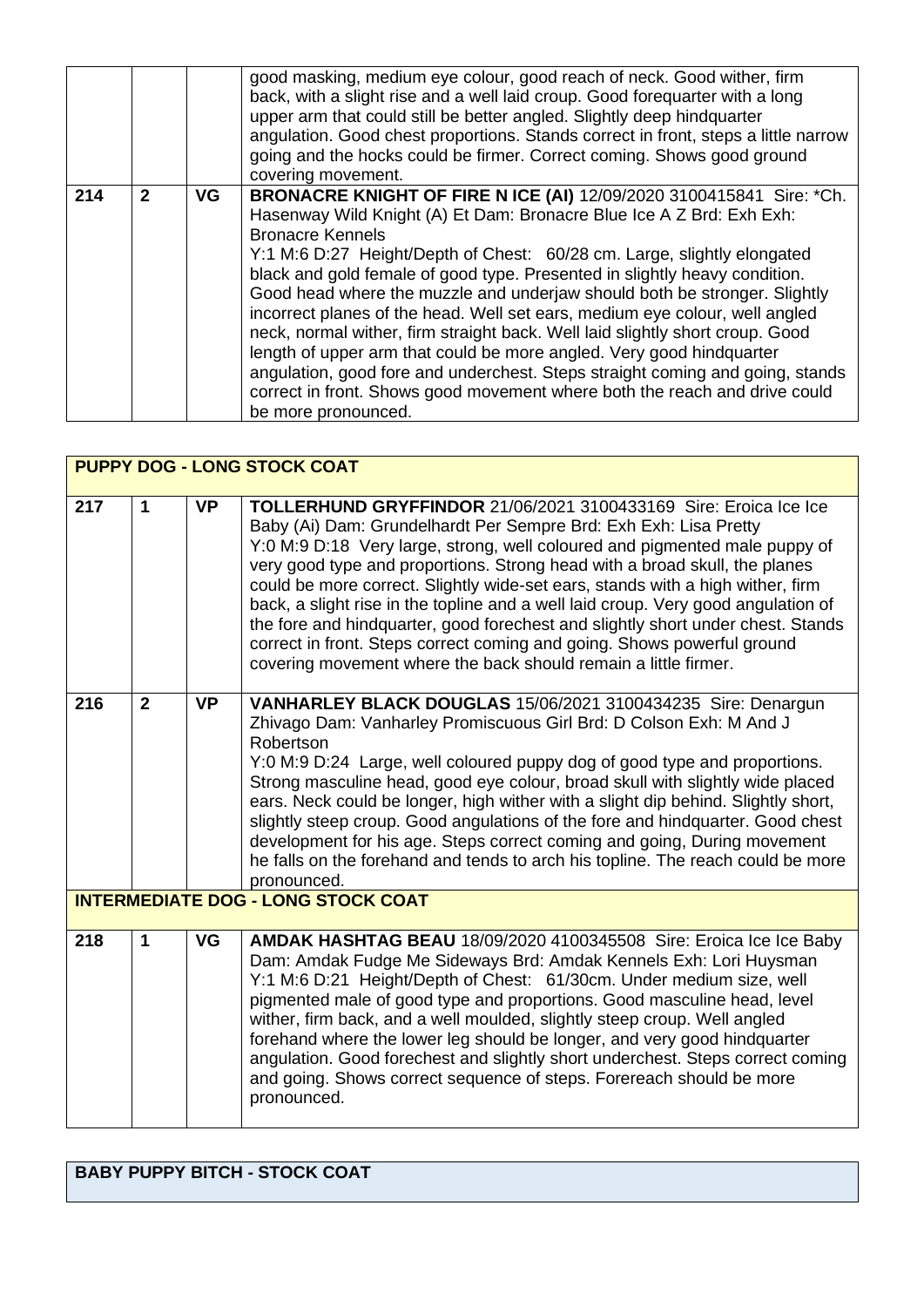| | | | |
|---|---|---|---|
| | | | good masking, medium eye colour, good reach of neck. Good wither, firm back, with a slight rise and a well laid croup. Good forequarter with a long upper arm that could still be better angled. Slightly deep hindquarter angulation. Good chest proportions. Stands correct in front, steps a little narrow going and the hocks could be firmer. Correct coming. Shows good ground covering movement. |
| 214 | 2 | VG | **BRONACRE KNIGHT OF FIRE N ICE (AI)** 12/09/2020 3100415841 Sire: *Ch. Hasenway Wild Knight (A) Et Dam: Bronacre Blue Ice A Z Brd: Exh Exh: Bronacre Kennels<br>Y:1 M:6 D:27 Height/Depth of Chest: 60/28 cm. Large, slightly elongated black and gold female of good type. Presented in slightly heavy condition. Good head where the muzzle and underjaw should both be stronger. Slightly incorrect planes of the head. Well set ears, medium eye colour, well angled neck, normal wither, firm straight back. Well laid slightly short croup. Good length of upper arm that could be more angled. Very good hindquarter angulation, good fore and underchest. Steps straight coming and going, stands correct in front. Shows good movement where both the reach and drive could be more pronounced. |

| **PUPPY DOG - LONG STOCK COAT** | | | |
|---|---|---|---|
| 217 | 1 | VP | **TOLLERHUND GRYFFINDOR** 21/06/2021 3100433169 Sire: Eroica Ice Ice Baby (Ai) Dam: Grundelhardt Per Sempre Brd: Exh Exh: Lisa Pretty<br>Y:0 M:9 D:18 Very large, strong, well coloured and pigmented male puppy of very good type and proportions. Strong head with a broad skull, the planes could be more correct. Slightly wide-set ears, stands with a high wither, firm back, a slight rise in the topline and a well laid croup. Very good angulation of the fore and hindquarter, good forechest and slightly short under chest. Stands correct in front. Steps correct coming and going. Shows powerful ground covering movement where the back should remain a little firmer. |
| 216 | 2 | VP | **VANHARLEY BLACK DOUGLAS** 15/06/2021 3100434235 Sire: Denargun Zhivago Dam: Vanharley Promiscuous Girl Brd: D Colson Exh: M And J Robertson<br>Y:0 M:9 D:24 Large, well coloured puppy dog of good type and proportions. Strong masculine head, good eye colour, broad skull with slightly wide placed ears. Neck could be longer, high wither with a slight dip behind. Slightly short, slightly steep croup. Good angulations of the fore and hindquarter. Good chest development for his age. Steps correct coming and going, During movement he falls on the forehand and tends to arch his topline. The reach could be more pronounced. |

| **INTERMEDIATE DOG - LONG STOCK COAT** | | | |
|---|---|---|---|
| 218 | 1 | VG | **AMDAK HASHTAG BEAU** 18/09/2020 4100345508 Sire: Eroica Ice Ice Baby Dam: Amdak Fudge Me Sideways Brd: Amdak Kennels Exh: Lori Huysman<br>Y:1 M:6 D:21 Height/Depth of Chest: 61/30cm. Under medium size, well pigmented male of good type and proportions. Good masculine head, level wither, firm back, and a well moulded, slightly steep croup. Well angled forehand where the lower leg should be longer, and very good hindquarter angulation. Good forechest and slightly short underchest. Steps correct coming and going. Shows correct sequence of steps. Forereach should be more pronounced. |

| **BABY PUPPY BITCH - STOCK COAT** |
|---|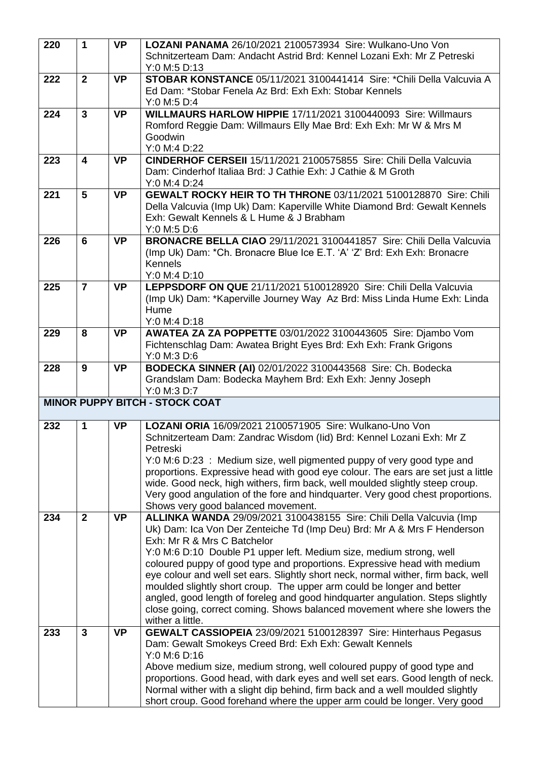| 220 | 1 | VP | **LOZANI PANAMA** 26/10/2021 2100573934 Sire: Wulkano-Uno Von Schnitzerteam Dam: Andacht Astrid Brd: Kennel Lozani Exh: Mr Z Petreski<br>Y:0 M:5 D:13 |
|---|---|---|---|
| 222 | 2 | VP | **STOBAR KONSTANCE** 05/11/2021 3100441414 Sire: *Chili Della Valcuvia A Ed Dam: *Stobar Fenela Az Brd: Exh Exh: Stobar Kennels<br>Y:0 M:5 D:4 |
| 224 | 3 | VP | **WILLMAURS HARLOW HIPPIE** 17/11/2021 3100440093 Sire: Willmaurs Romford Reggie Dam: Willmaurs Elly Mae Brd: Exh Exh: Mr W & Mrs M Goodwin<br>Y:0 M:4 D:22 |
| 223 | 4 | VP | **CINDERHOF CERSEII** 15/11/2021 2100575855 Sire: Chili Della Valcuvia Dam: Cinderhof Italiaa Brd: J Cathie Exh: J Cathie & M Groth<br>Y:0 M:4 D:24 |
| 221 | 5 | VP | **GEWALT ROCKY HEIR TO TH THRONE** 03/11/2021 5100128870 Sire: Chili Della Valcuvia (Imp Uk) Dam: Kaperville White Diamond Brd: Gewalt Kennels Exh: Gewalt Kennels & L Hume & J Brabham<br>Y:0 M:5 D:6 |
| 226 | 6 | VP | **BRONACRE BELLA CIAO** 29/11/2021 3100441857 Sire: Chili Della Valcuvia (Imp Uk) Dam: *Ch. Bronacre Blue Ice E.T. 'A' 'Z' Brd: Exh Exh: Bronacre Kennels<br>Y:0 M:4 D:10 |
| 225 | 7 | VP | **LEPPSDORF ON QUE** 21/11/2021 5100128920 Sire: Chili Della Valcuvia (Imp Uk) Dam: *Kaperville Journey Way Az Brd: Miss Linda Hume Exh: Linda Hume<br>Y:0 M:4 D:18 |
| 229 | 8 | VP | **AWATEA ZA ZA POPPETTE** 03/01/2022 3100443605 Sire: Djambo Vom Fichtenschlag Dam: Awatea Bright Eyes Brd: Exh Exh: Frank Grigons<br>Y:0 M:3 D:6 |
| 228 | 9 | VP | **BODECKA SINNER (AI)** 02/01/2022 3100443568 Sire: Ch. Bodecka Grandslam Dam: Bodecka Mayhem Brd: Exh Exh: Jenny Joseph<br>Y:0 M:3 D:7 |

**MINOR PUPPY BITCH - STOCK COAT**

| 232 | 1 | VP | **LOZANI ORIA** 16/09/2021 2100571905 Sire: Wulkano-Uno Von Schnitzerteam Dam: Zandrac Wisdom (Iid) Brd: Kennel Lozani Exh: Mr Z Petreski<br>Y:0 M:6 D:23 : Medium size, well pigmented puppy of very good type and proportions. Expressive head with good eye colour. The ears are set just a little wide. Good neck, high withers, firm back, well moulded slightly steep croup. Very good angulation of the fore and hindquarter. Very good chest proportions. Shows very good balanced movement. |
|---|---|---|---|
| 234 | 2 | VP | **ALLINKA WANDA** 29/09/2021 3100438155 Sire: Chili Della Valcuvia (Imp Uk) Dam: Ica Von Der Zenteiche Td (Imp Deu) Brd: Mr A & Mrs F Henderson Exh: Mr R & Mrs C Batchelor<br>Y:0 M:6 D:10 Double P1 upper left. Medium size, medium strong, well coloured puppy of good type and proportions. Expressive head with medium eye colour and well set ears. Slightly short neck, normal wither, firm back, well moulded slightly short croup. The upper arm could be longer and better angled, good length of foreleg and good hindquarter angulation. Steps slightly close going, correct coming. Shows balanced movement where she lowers the wither a little. |
| 233 | 3 | VP | **GEWALT CASSIOPEIA** 23/09/2021 5100128397 Sire: Hinterhaus Pegasus Dam: Gewalt Smokeys Creed Brd: Exh Exh: Gewalt Kennels<br>Y:0 M:6 D:16<br>Above medium size, medium strong, well coloured puppy of good type and proportions. Good head, with dark eyes and well set ears. Good length of neck. Normal wither with a slight dip behind, firm back and a well moulded slightly short croup. Good forehand where the upper arm could be longer. Very good |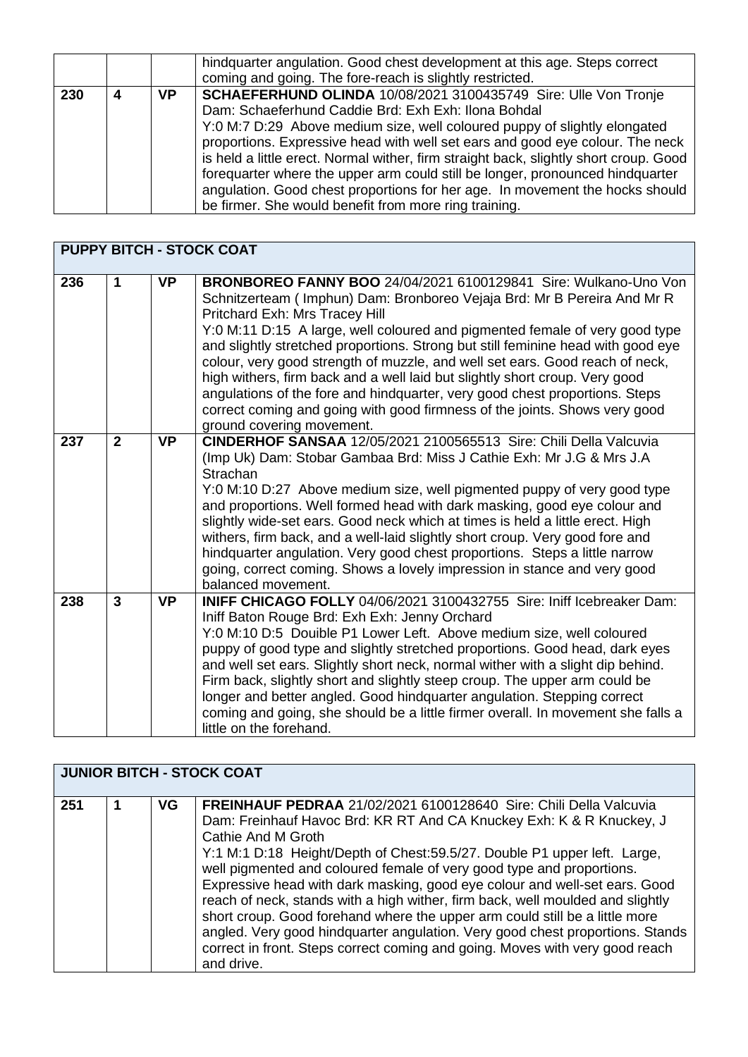| | | | |
|---|---|---|---|
| | | | hindquarter angulation. Good chest development at this age. Steps correct coming and going. The fore-reach is slightly restricted. |
| 230 | 4 | VP | **SCHAEFERHUND OLINDA** 10/08/2021 3100435749 Sire: Ulle Von Tronje Dam: Schaeferhund Caddie Brd: Exh Exh: Ilona Bohdal<br>Y:0 M:7 D:29 Above medium size, well coloured puppy of slightly elongated proportions. Expressive head with well set ears and good eye colour. The neck is held a little erect. Normal wither, firm straight back, slightly short croup. Good forequarter where the upper arm could still be longer, pronounced hindquarter angulation. Good chest proportions for her age. In movement the hocks should be firmer. She would benefit from more ring training. |

| **PUPPY BITCH - STOCK COAT** | | | |
|---|---|---|---|
| 236 | 1 | VP | **BRONBOREO FANNY BOO** 24/04/2021 6100129841 Sire: Wulkano-Uno Von Schnitzerteam ( Imphun) Dam: Bronboreo Vejaja Brd: Mr B Pereira And Mr R Pritchard Exh: Mrs Tracey Hill<br>Y:0 M:11 D:15 A large, well coloured and pigmented female of very good type and slightly stretched proportions. Strong but still feminine head with good eye colour, very good strength of muzzle, and well set ears. Good reach of neck, high withers, firm back and a well laid but slightly short croup. Very good angulations of the fore and hindquarter, very good chest proportions. Steps correct coming and going with good firmness of the joints. Shows very good ground covering movement. |
| 237 | 2 | VP | **CINDERHOF SANSAA** 12/05/2021 2100565513 Sire: Chili Della Valcuvia (Imp Uk) Dam: Stobar Gambaa Brd: Miss J Cathie Exh: Mr J.G & Mrs J.A Strachan<br>Y:0 M:10 D:27 Above medium size, well pigmented puppy of very good type and proportions. Well formed head with dark masking, good eye colour and slightly wide-set ears. Good neck which at times is held a little erect. High withers, firm back, and a well-laid slightly short croup. Very good fore and hindquarter angulation. Very good chest proportions. Steps a little narrow going, correct coming. Shows a lovely impression in stance and very good balanced movement. |
| 238 | 3 | VP | **INIFF CHICAGO FOLLY** 04/06/2021 3100432755 Sire: Iniff Icebreaker Dam: Iniff Baton Rouge Brd: Exh Exh: Jenny Orchard<br>Y:0 M:10 D:5 Douible P1 Lower Left. Above medium size, well coloured puppy of good type and slightly stretched proportions. Good head, dark eyes and well set ears. Slightly short neck, normal wither with a slight dip behind. Firm back, slightly short and slightly steep croup. The upper arm could be longer and better angled. Good hindquarter angulation. Stepping correct coming and going, she should be a little firmer overall. In movement she falls a little on the forehand. |

| **JUNIOR BITCH - STOCK COAT** | | | |
|---|---|---|---|
| 251 | 1 | VG | **FREINHAUF PEDRAA** 21/02/2021 6100128640 Sire: Chili Della Valcuvia Dam: Freinhauf Havoc Brd: KR RT And CA Knuckey Exh: K & R Knuckey, J Cathie And M Groth<br>Y:1 M:1 D:18 Height/Depth of Chest:59.5/27. Double P1 upper left. Large, well pigmented and coloured female of very good type and proportions. Expressive head with dark masking, good eye colour and well-set ears. Good reach of neck, stands with a high wither, firm back, well moulded and slightly short croup. Good forehand where the upper arm could still be a little more angled. Very good hindquarter angulation. Very good chest proportions. Stands correct in front. Steps correct coming and going. Moves with very good reach and drive. |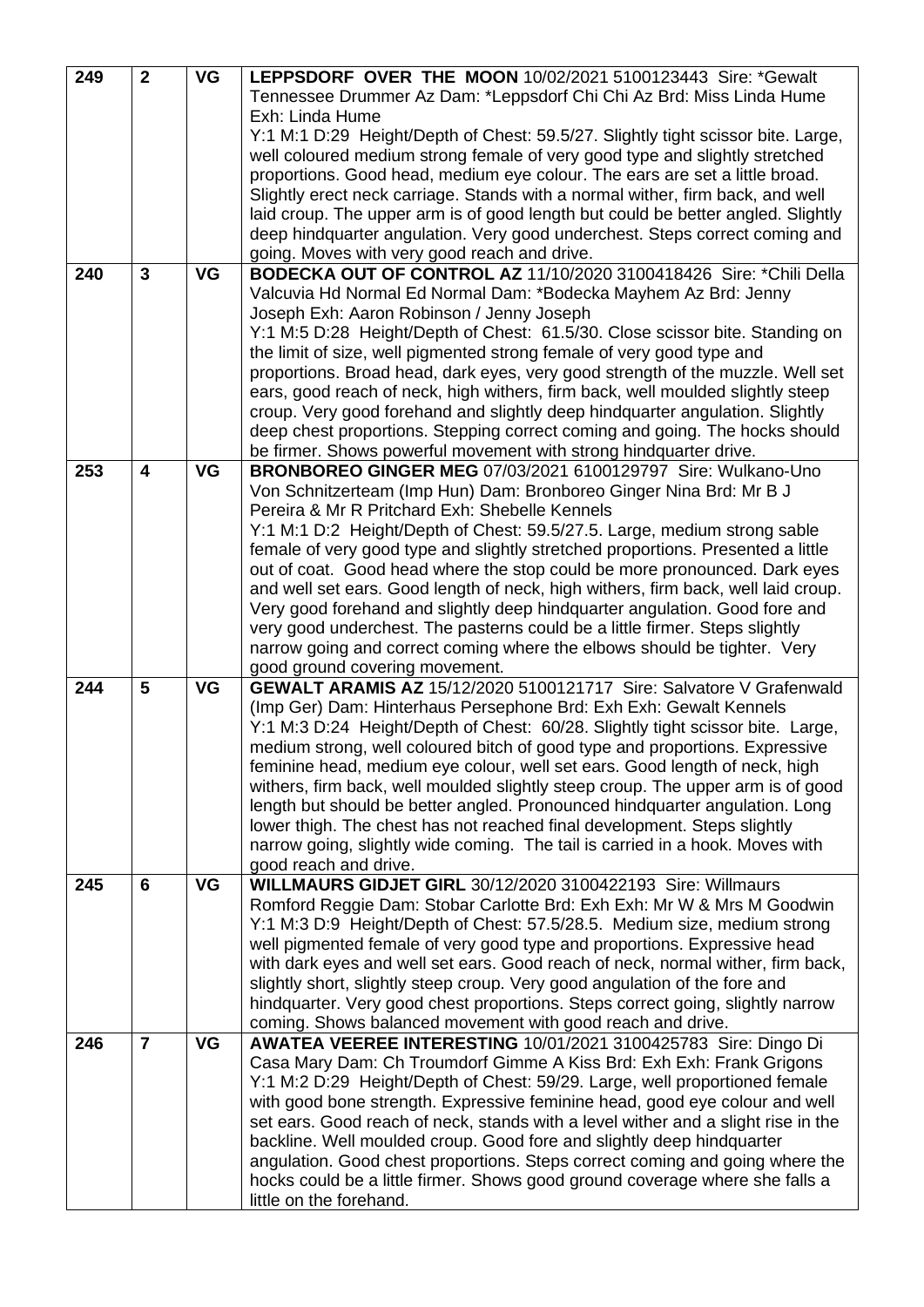| | | | |
|---|---|---|---|
| 249 | **2** | **VG** | **LEPPSDORF OVER THE MOON** 10/02/2021 5100123443 Sire: *Gewalt Tennessee Drummer Az Dam: *Leppsdorf Chi Chi Az Brd: Miss Linda Hume Exh: Linda Hume<br>Y:1 M:1 D:29 Height/Depth of Chest: 59.5/27. Slightly tight scissor bite. Large, well coloured medium strong female of very good type and slightly stretched proportions. Good head, medium eye colour. The ears are set a little broad. Slightly erect neck carriage. Stands with a normal wither, firm back, and well laid croup. The upper arm is of good length but could be better angled. Slightly deep hindquarter angulation. Very good underchest. Steps correct coming and going. Moves with very good reach and drive. |
| 240 | **3** | **VG** | **BODECKA OUT OF CONTROL AZ** 11/10/2020 3100418426 Sire: *Chili Della Valcuvia Hd Normal Ed Normal Dam: *Bodecka Mayhem Az Brd: Jenny Joseph Exh: Aaron Robinson / Jenny Joseph<br>Y:1 M:5 D:28 Height/Depth of Chest: 61.5/30. Close scissor bite. Standing on the limit of size, well pigmented strong female of very good type and proportions. Broad head, dark eyes, very good strength of the muzzle. Well set ears, good reach of neck, high withers, firm back, well moulded slightly steep croup. Very good forehand and slightly deep hindquarter angulation. Slightly deep chest proportions. Stepping correct coming and going. The hocks should be firmer. Shows powerful movement with strong hindquarter drive. |
| 253 | **4** | **VG** | **BRONBOREO GINGER MEG** 07/03/2021 6100129797 Sire: Wulkano-Uno Von Schnitzerteam (Imp Hun) Dam: Bronboreo Ginger Nina Brd: Mr B J Pereira & Mr R Pritchard Exh: Shebelle Kennels<br>Y:1 M:1 D:2 Height/Depth of Chest: 59.5/27.5. Large, medium strong sable female of very good type and slightly stretched proportions. Presented a little out of coat. Good head where the stop could be more pronounced. Dark eyes and well set ears. Good length of neck, high withers, firm back, well laid croup. Very good forehand and slightly deep hindquarter angulation. Good fore and very good underchest. The pasterns could be a little firmer. Steps slightly narrow going and correct coming where the elbows should be tighter. Very good ground covering movement. |
| 244 | **5** | **VG** | **GEWALT ARAMIS AZ** 15/12/2020 5100121717 Sire: Salvatore V Grafenwald (Imp Ger) Dam: Hinterhaus Persephone Brd: Exh Exh: Gewalt Kennels<br>Y:1 M:3 D:24 Height/Depth of Chest: 60/28. Slightly tight scissor bite. Large, medium strong, well coloured bitch of good type and proportions. Expressive feminine head, medium eye colour, well set ears. Good length of neck, high withers, firm back, well moulded slightly steep croup. The upper arm is of good length but should be better angled. Pronounced hindquarter angulation. Long lower thigh. The chest has not reached final development. Steps slightly narrow going, slightly wide coming. The tail is carried in a hook. Moves with good reach and drive. |
| 245 | **6** | **VG** | **WILLMAURS GIDJET GIRL** 30/12/2020 3100422193 Sire: Willmaurs Romford Reggie Dam: Stobar Carlotte Brd: Exh Exh: Mr W & Mrs M Goodwin<br>Y:1 M:3 D:9 Height/Depth of Chest: 57.5/28.5. Medium size, medium strong well pigmented female of very good type and proportions. Expressive head with dark eyes and well set ears. Good reach of neck, normal wither, firm back, slightly short, slightly steep croup. Very good angulation of the fore and hindquarter. Very good chest proportions. Steps correct going, slightly narrow coming. Shows balanced movement with good reach and drive. |
| 246 | **7** | **VG** | **AWATEA VEEREE INTERESTING** 10/01/2021 3100425783 Sire: Dingo Di Casa Mary Dam: Ch Troumdorf Gimme A Kiss Brd: Exh Exh: Frank Grigons<br>Y:1 M:2 D:29 Height/Depth of Chest: 59/29. Large, well proportioned female with good bone strength. Expressive feminine head, good eye colour and well set ears. Good reach of neck, stands with a level wither and a slight rise in the backline. Well moulded croup. Good fore and slightly deep hindquarter angulation. Good chest proportions. Steps correct coming and going where the hocks could be a little firmer. Shows good ground coverage where she falls a little on the forehand. |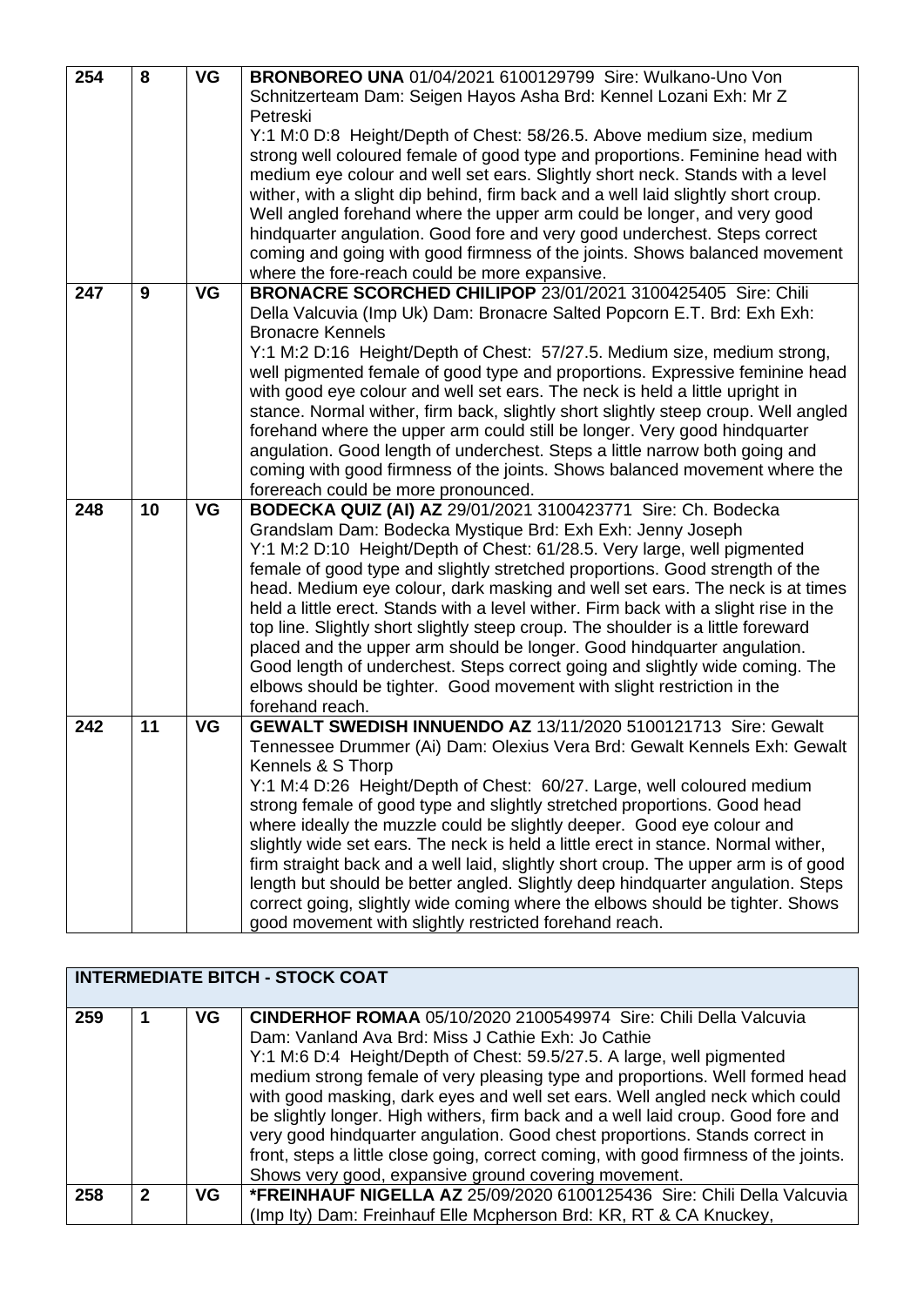| | | | |
|---|---|---|---|
| 254 | 8 | VG | **BRONBOREO UNA** 01/04/2021 6100129799 Sire: Wulkano-Uno Von Schnitzerteam Dam: Seigen Hayos Asha Brd: Kennel Lozani Exh: Mr Z Petreski<br>Y:1 M:0 D:8 Height/Depth of Chest: 58/26.5. Above medium size, medium strong well coloured female of good type and proportions. Feminine head with medium eye colour and well set ears. Slightly short neck. Stands with a level wither, with a slight dip behind, firm back and a well laid slightly short croup. Well angled forehand where the upper arm could be longer, and very good hindquarter angulation. Good fore and very good underchest. Steps correct coming and going with good firmness of the joints. Shows balanced movement where the fore-reach could be more expansive. |
| 247 | 9 | VG | **BRONACRE SCORCHED CHILIPOP** 23/01/2021 3100425405 Sire: Chili Della Valcuvia (Imp Uk) Dam: Bronacre Salted Popcorn E.T. Brd: Exh Exh: Bronacre Kennels<br>Y:1 M:2 D:16 Height/Depth of Chest: 57/27.5. Medium size, medium strong, well pigmented female of good type and proportions. Expressive feminine head with good eye colour and well set ears. The neck is held a little upright in stance. Normal wither, firm back, slightly short slightly steep croup. Well angled forehand where the upper arm could still be longer. Very good hindquarter angulation. Good length of underchest. Steps a little narrow both going and coming with good firmness of the joints. Shows balanced movement where the forereach could be more pronounced. |
| 248 | 10 | VG | **BODECKA QUIZ (AI) AZ** 29/01/2021 3100423771 Sire: Ch. Bodecka Grandslam Dam: Bodecka Mystique Brd: Exh Exh: Jenny Joseph<br>Y:1 M:2 D:10 Height/Depth of Chest: 61/28.5. Very large, well pigmented female of good type and slightly stretched proportions. Good strength of the head. Medium eye colour, dark masking and well set ears. The neck is at times held a little erect. Stands with a level wither. Firm back with a slight rise in the top line. Slightly short slightly steep croup. The shoulder is a little foreward placed and the upper arm should be longer. Good hindquarter angulation. Good length of underchest. Steps correct going and slightly wide coming. The elbows should be tighter. Good movement with slight restriction in the forehand reach. |
| 242 | 11 | VG | **GEWALT SWEDISH INNUENDO AZ** 13/11/2020 5100121713 Sire: Gewalt Tennessee Drummer (Ai) Dam: Olexius Vera Brd: Gewalt Kennels Exh: Gewalt Kennels & S Thorp<br>Y:1 M:4 D:26 Height/Depth of Chest: 60/27. Large, well coloured medium strong female of good type and slightly stretched proportions. Good head where ideally the muzzle could be slightly deeper. Good eye colour and slightly wide set ears. The neck is held a little erect in stance. Normal wither, firm straight back and a well laid, slightly short croup. The upper arm is of good length but should be better angled. Slightly deep hindquarter angulation. Steps correct going, slightly wide coming where the elbows should be tighter. Shows good movement with slightly restricted forehand reach. |

| **INTERMEDIATE BITCH - STOCK COAT** | | | |
|---|---|---|---|
| 259 | 1 | VG | **CINDERHOF ROMAA** 05/10/2020 2100549974 Sire: Chili Della Valcuvia Dam: Vanland Ava Brd: Miss J Cathie Exh: Jo Cathie<br>Y:1 M:6 D:4 Height/Depth of Chest: 59.5/27.5. A large, well pigmented medium strong female of very pleasing type and proportions. Well formed head with good masking, dark eyes and well set ears. Well angled neck which could be slightly longer. High withers, firm back and a well laid croup. Good fore and very good hindquarter angulation. Good chest proportions. Stands correct in front, steps a little close going, correct coming, with good firmness of the joints. Shows very good, expansive ground covering movement. |
| 258 | 2 | VG | ***FREINHAUF NIGELLA AZ** 25/09/2020 6100125436 Sire: Chili Della Valcuvia (Imp Ity) Dam: Freinhauf Elle Mcpherson Brd: KR, RT & CA Knuckey, |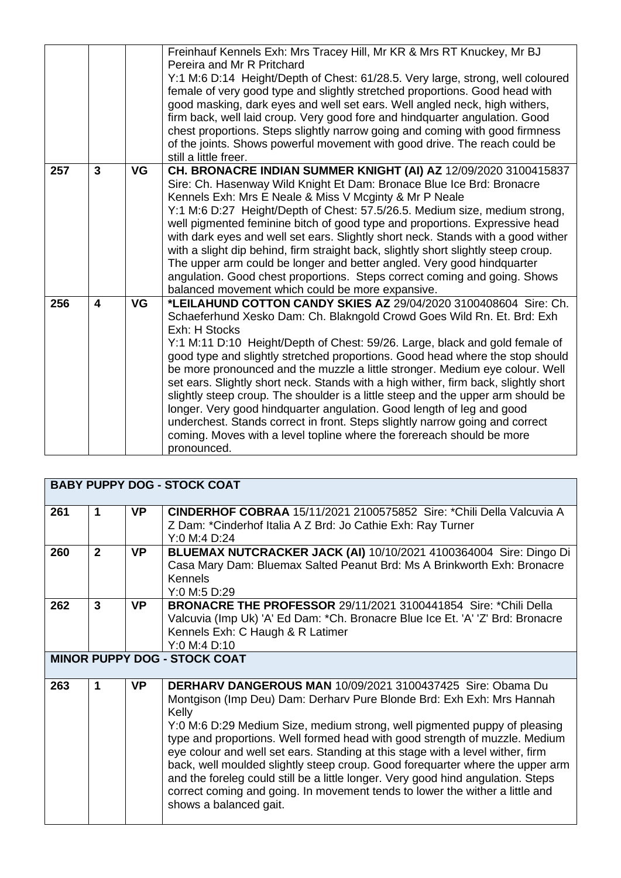| | | | |
|---|---|---|---|
| | | | Freinhauf Kennels Exh: Mrs Tracey Hill, Mr KR & Mrs RT Knuckey, Mr BJ Pereira and Mr R Pritchard<br>Y:1 M:6 D:14 Height/Depth of Chest: 61/28.5. Very large, strong, well coloured female of very good type and slightly stretched proportions. Good head with good masking, dark eyes and well set ears. Well angled neck, high withers, firm back, well laid croup. Very good fore and hindquarter angulation. Good chest proportions. Steps slightly narrow going and coming with good firmness of the joints. Shows powerful movement with good drive. The reach could be still a little freer. |
| 257 | 3 | VG | **CH. BRONACRE INDIAN SUMMER KNIGHT (AI) AZ** 12/09/2020 3100415837 Sire: Ch. Hasenway Wild Knight Et Dam: Bronace Blue Ice Brd: Bronacre Kennels Exh: Mrs E Neale & Miss V Mcginty & Mr P Neale<br>Y:1 M:6 D:27 Height/Depth of Chest: 57.5/26.5. Medium size, medium strong, well pigmented feminine bitch of good type and proportions. Expressive head with dark eyes and well set ears. Slightly short neck. Stands with a good wither with a slight dip behind, firm straight back, slightly short slightly steep croup. The upper arm could be longer and better angled. Very good hindquarter angulation. Good chest proportions. Steps correct coming and going. Shows balanced movement which could be more expansive. |
| 256 | 4 | VG | ***LEILAHUND COTTON CANDY SKIES AZ** 29/04/2020 3100408604 Sire: Ch. Schaeferhund Xesko Dam: Ch. Blakngold Crowd Goes Wild Rn. Et. Brd: Exh Exh: H Stocks<br>Y:1 M:11 D:10 Height/Depth of Chest: 59/26. Large, black and gold female of good type and slightly stretched proportions. Good head where the stop should be more pronounced and the muzzle a little stronger. Medium eye colour. Well set ears. Slightly short neck. Stands with a high wither, firm back, slightly short slightly steep croup. The shoulder is a little steep and the upper arm should be longer. Very good hindquarter angulation. Good length of leg and good underchest. Stands correct in front. Steps slightly narrow going and correct coming. Moves with a level topline where the forereach should be more pronounced. |

| | | | |
|---|---|---|---|
| **BABY PUPPY DOG - STOCK COAT** | | | |
| 261 | 1 | VP | **CINDERHOF COBRAA** 15/11/2021 2100575852 Sire: *Chili Della Valcuvia A Z Dam: *Cinderhof Italia A Z Brd: Jo Cathie Exh: Ray Turner<br>Y:0 M:4 D:24 |
| 260 | 2 | VP | **BLUEMAX NUTCRACKER JACK (AI)** 10/10/2021 4100364004 Sire: Dingo Di Casa Mary Dam: Bluemax Salted Peanut Brd: Ms A Brinkworth Exh: Bronacre Kennels<br>Y:0 M:5 D:29 |
| 262 | 3 | VP | **BRONACRE THE PROFESSOR** 29/11/2021 3100441854 Sire: *Chili Della Valcuvia (Imp Uk) 'A' Ed Dam: *Ch. Bronacre Blue Ice Et. 'A' 'Z' Brd: Bronacre Kennels Exh: C Haugh & R Latimer<br>Y:0 M:4 D:10 |
| **MINOR PUPPY DOG - STOCK COAT** | | | |
| 263 | 1 | VP | **DERHARV DANGEROUS MAN** 10/09/2021 3100437425 Sire: Obama Du Montgison (Imp Deu) Dam: Derharv Pure Blonde Brd: Exh Exh: Mrs Hannah Kelly<br>Y:0 M:6 D:29 Medium Size, medium strong, well pigmented puppy of pleasing type and proportions. Well formed head with good strength of muzzle. Medium eye colour and well set ears. Standing at this stage with a level wither, firm back, well moulded slightly steep croup. Good forequarter where the upper arm and the foreleg could still be a little longer. Very good hind angulation. Steps correct coming and going. In movement tends to lower the wither a little and shows a balanced gait. |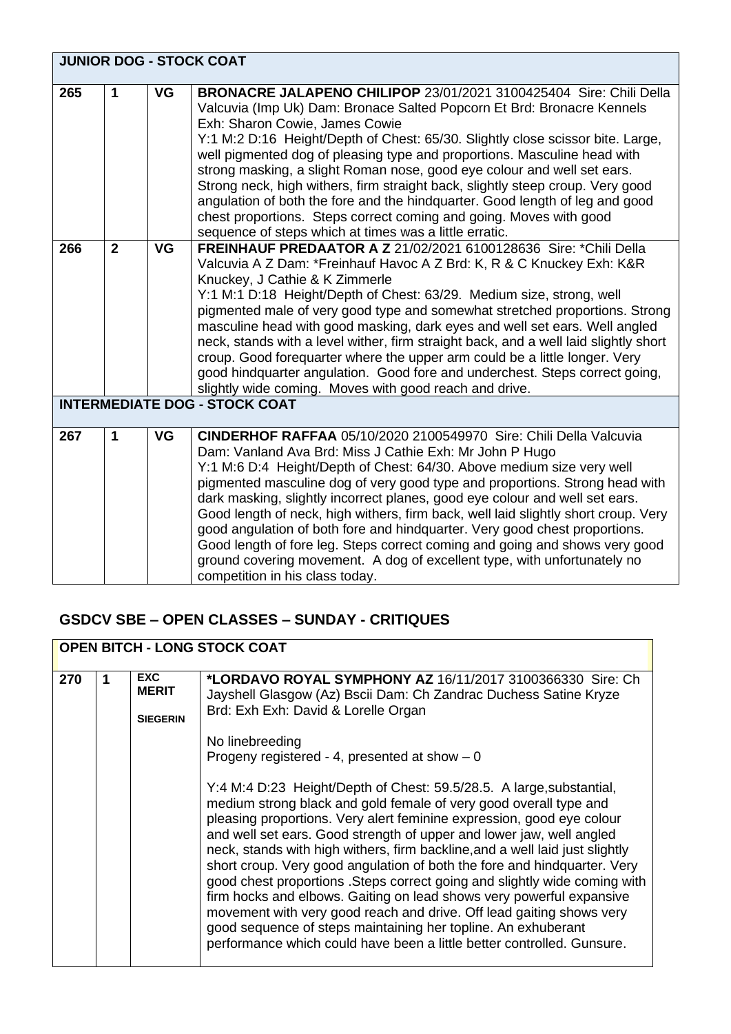| JUNIOR DOG - STOCK COAT | | | |
|---|---|---|---|
| 265 | 1 | VG | **BRONACRE JALAPENO CHILIPOP** 23/01/2021 3100425404 Sire: Chili Della Valcuvia (Imp Uk) Dam: Bronace Salted Popcorn Et Brd: Bronacre Kennels Exh: Sharon Cowie, James Cowie<br>Y:1 M:2 D:16 Height/Depth of Chest: 65/30. Slightly close scissor bite. Large, well pigmented dog of pleasing type and proportions. Masculine head with strong masking, a slight Roman nose, good eye colour and well set ears. Strong neck, high withers, firm straight back, slightly steep croup. Very good angulation of both the fore and the hindquarter. Good length of leg and good chest proportions. Steps correct coming and going. Moves with good sequence of steps which at times was a little erratic. |
| 266 | 2 | VG | **FREINHAUF PREDAATOR A Z** 21/02/2021 6100128636 Sire: *Chili Della Valcuvia A Z Dam: *Freinhauf Havoc A Z Brd: K, R & C Knuckey Exh: K&R Knuckey, J Cathie & K Zimmerle<br>Y:1 M:1 D:18 Height/Depth of Chest: 63/29. Medium size, strong, well pigmented male of very good type and somewhat stretched proportions. Strong masculine head with good masking, dark eyes and well set ears. Well angled neck, stands with a level wither, firm straight back, and a well laid slightly short croup. Good forequarter where the upper arm could be a little longer. Very good hindquarter angulation. Good fore and underchest. Steps correct going, slightly wide coming. Moves with good reach and drive. |
| **INTERMEDIATE DOG - STOCK COAT** | | | |
| 267 | 1 | VG | **CINDERHOF RAFFAA** 05/10/2020 2100549970 Sire: Chili Della Valcuvia Dam: Vanland Ava Brd: Miss J Cathie Exh: Mr John P Hugo<br>Y:1 M:6 D:4 Height/Depth of Chest: 64/30. Above medium size very well pigmented masculine dog of very good type and proportions. Strong head with dark masking, slightly incorrect planes, good eye colour and well set ears. Good length of neck, high withers, firm back, well laid slightly short croup. Very good angulation of both fore and hindquarter. Very good chest proportions. Good length of fore leg. Steps correct coming and going and shows very good ground covering movement. A dog of excellent type, with unfortunately no competition in his class today. |

## GSDCV SBE – OPEN CLASSES – SUNDAY - CRITIQUES

| OPEN BITCH - LONG STOCK COAT | | | |
|---|---|---|---|
| 270 | 1 | EXC MERIT<br>SIEGERIN | ***LORDAVO ROYAL SYMPHONY AZ** 16/11/2017 3100366330 Sire: Ch Jayshell Glasgow (Az) Bscii Dam: Ch Zandrac Duchess Satine Kryze Brd: Exh Exh: David & Lorelle Organ<br><br>No linebreeding<br>Progeny registered - 4, presented at show – 0<br><br>Y:4 M:4 D:23 Height/Depth of Chest: 59.5/28.5. A large,substantial, medium strong black and gold female of very good overall type and pleasing proportions. Very alert feminine expression, good eye colour and well set ears. Good strength of upper and lower jaw, well angled neck, stands with high withers, firm backline,and a well laid just slightly short croup. Very good angulation of both the fore and hindquarter. Very good chest proportions .Steps correct going and slightly wide coming with firm hocks and elbows. Gaiting on lead shows very powerful expansive movement with very good reach and drive. Off lead gaiting shows very good sequence of steps maintaining her topline. An exhuberant performance which could have been a little better controlled. Gunsure. |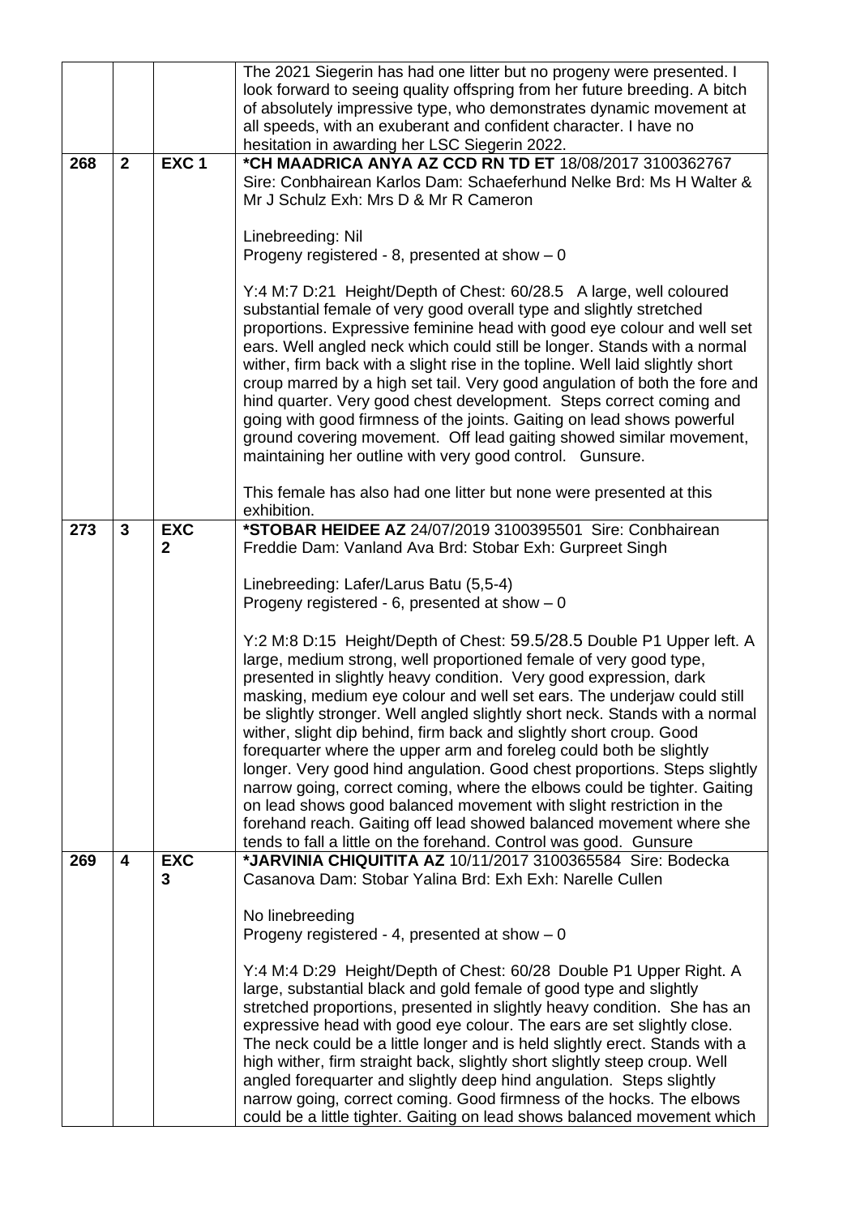|  |  |  |  |
| --- | --- | --- | --- |
|  |  |  | The 2021 Siegerin has had one litter but no progeny were presented. I look forward to seeing quality offspring from her future breeding. A bitch of absolutely impressive type, who demonstrates dynamic movement at all speeds, with an exuberant and confident character. I have no hesitation in awarding her LSC Siegerin 2022. |
| **268** | **2** | **EXC 1** | **\*CH MAADRICA ANYA AZ CCD RN TD ET** 18/08/2017 3100362767 Sire: Conbhairean Karlos Dam: Schaeferhund Nelke Brd: Ms H Walter & Mr J Schulz Exh: Mrs D & Mr R Cameron<br><br>Linebreeding: Nil<br>Progeny registered - 8, presented at show – 0<br><br>Y:4 M:7 D:21 Height/Depth of Chest: 60/28.5 A large, well coloured substantial female of very good overall type and slightly stretched proportions. Expressive feminine head with good eye colour and well set ears. Well angled neck which could still be longer. Stands with a normal wither, firm back with a slight rise in the topline. Well laid slightly short croup marred by a high set tail. Very good angulation of both the fore and hind quarter. Very good chest development. Steps correct coming and going with good firmness of the joints. Gaiting on lead shows powerful ground covering movement. Off lead gaiting showed similar movement, maintaining her outline with very good control. Gunsure.<br><br>This female has also had one litter but none were presented at this exhibition. |
| **273** | **3** | **EXC 2** | **\*STOBAR HEIDEE AZ** 24/07/2019 3100395501 Sire: Conbhairean Freddie Dam: Vanland Ava Brd: Stobar Exh: Gurpreet Singh<br><br>Linebreeding: Lafer/Larus Batu (5,5-4)<br>Progeny registered - 6, presented at show – 0<br><br>Y:2 M:8 D:15 Height/Depth of Chest: 59.5/28.5 Double P1 Upper left. A large, medium strong, well proportioned female of very good type, presented in slightly heavy condition. Very good expression, dark masking, medium eye colour and well set ears. The underjaw could still be slightly stronger. Well angled slightly short neck. Stands with a normal wither, slight dip behind, firm back and slightly short croup. Good forequarter where the upper arm and foreleg could both be slightly longer. Very good hind angulation. Good chest proportions. Steps slightly narrow going, correct coming, where the elbows could be tighter. Gaiting on lead shows good balanced movement with slight restriction in the forehand reach. Gaiting off lead showed balanced movement where she tends to fall a little on the forehand. Control was good. Gunsure |
| **269** | **4** | **EXC 3** | **\*JARVINIA CHIQUITITA AZ** 10/11/2017 3100365584 Sire: Bodecka Casanova Dam: Stobar Yalina Brd: Exh Exh: Narelle Cullen<br><br>No linebreeding<br>Progeny registered - 4, presented at show – 0<br><br>Y:4 M:4 D:29 Height/Depth of Chest: 60/28 Double P1 Upper Right. A large, substantial black and gold female of good type and slightly stretched proportions, presented in slightly heavy condition. She has an expressive head with good eye colour. The ears are set slightly close. The neck could be a little longer and is held slightly erect. Stands with a high wither, firm straight back, slightly short slightly steep croup. Well angled forequarter and slightly deep hind angulation. Steps slightly narrow going, correct coming. Good firmness of the hocks. The elbows could be a little tighter. Gaiting on lead shows balanced movement which |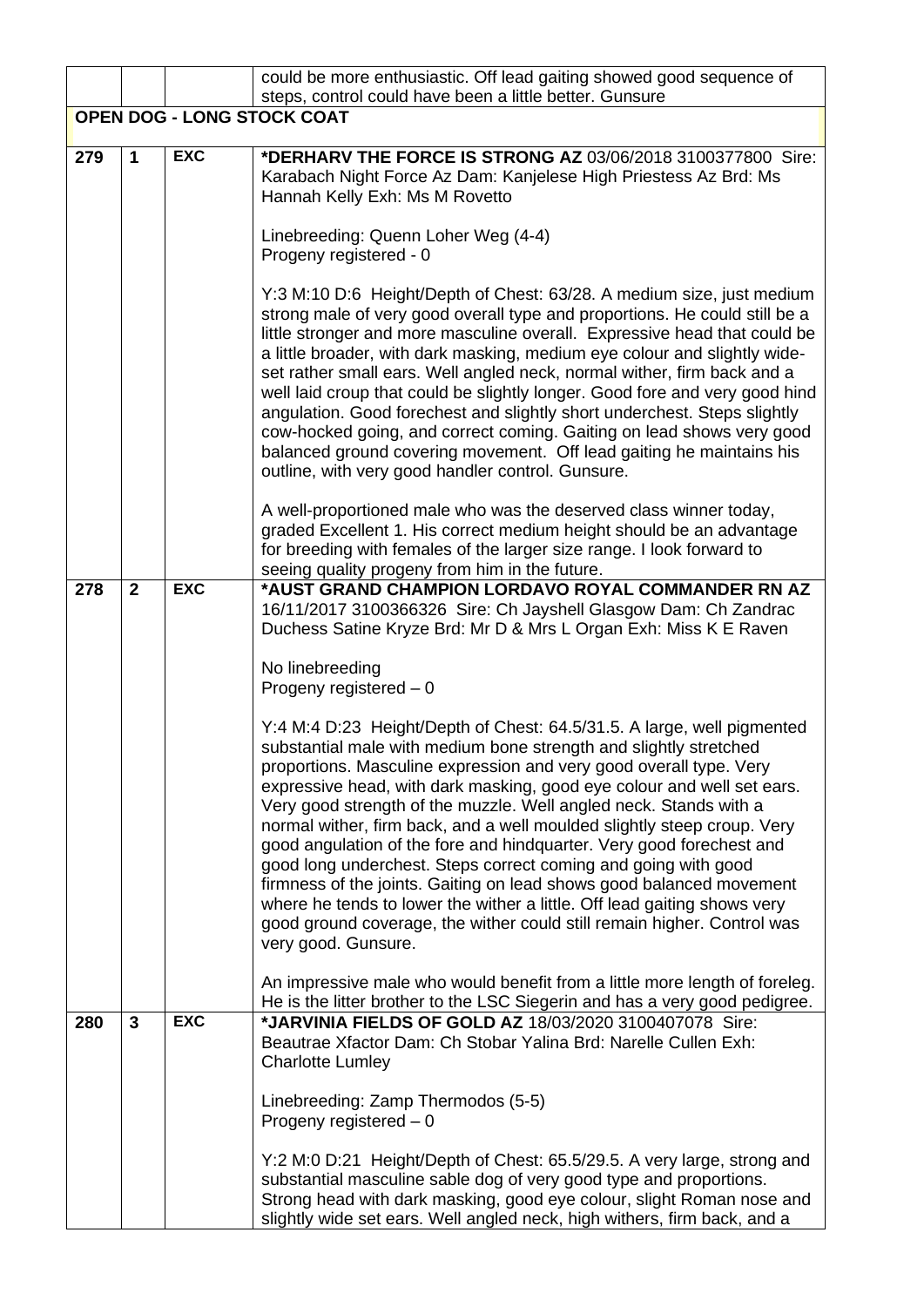|  |  |  | could be more enthusiastic. Off lead gaiting showed good sequence of steps, control could have been a little better. Gunsure |
|---|---|---|---|
| **OPEN DOG - LONG STOCK COAT** | | | |
| 279 | 1 | EXC | ***DERHARV THE FORCE IS STRONG AZ** 03/06/2018 3100377800 Sire: Karabach Night Force Az Dam: Kanjelese High Priestess Az Brd: Ms Hannah Kelly Exh: Ms M Rovetto<br><br>Linebreeding: Quenn Loher Weg (4-4)<br>Progeny registered - 0<br><br>Y:3 M:10 D:6 Height/Depth of Chest: 63/28. A medium size, just medium strong male of very good overall type and proportions. He could still be a little stronger and more masculine overall. Expressive head that could be a little broader, with dark masking, medium eye colour and slightly wide-set rather small ears. Well angled neck, normal wither, firm back and a well laid croup that could be slightly longer. Good fore and very good hind angulation. Good forechest and slightly short underchest. Steps slightly cow-hocked going, and correct coming. Gaiting on lead shows very good balanced ground covering movement. Off lead gaiting he maintains his outline, with very good handler control. Gunsure.<br><br>A well-proportioned male who was the deserved class winner today, graded Excellent 1. His correct medium height should be an advantage for breeding with females of the larger size range. I look forward to seeing quality progeny from him in the future. |
| 278 | 2 | EXC | ***AUST GRAND CHAMPION LORDAVO ROYAL COMMANDER RN AZ** 16/11/2017 3100366326 Sire: Ch Jayshell Glasgow Dam: Ch Zandrac Duchess Satine Kryze Brd: Mr D & Mrs L Organ Exh: Miss K E Raven<br><br>No linebreeding<br>Progeny registered – 0<br><br>Y:4 M:4 D:23 Height/Depth of Chest: 64.5/31.5. A large, well pigmented substantial male with medium bone strength and slightly stretched proportions. Masculine expression and very good overall type. Very expressive head, with dark masking, good eye colour and well set ears. Very good strength of the muzzle. Well angled neck. Stands with a normal wither, firm back, and a well moulded slightly steep croup. Very good angulation of the fore and hindquarter. Very good forechest and good long underchest. Steps correct coming and going with good firmness of the joints. Gaiting on lead shows good balanced movement where he tends to lower the wither a little. Off lead gaiting shows very good ground coverage, the wither could still remain higher. Control was very good. Gunsure.<br><br>An impressive male who would benefit from a little more length of foreleg. He is the litter brother to the LSC Siegerin and has a very good pedigree. |
| 280 | 3 | EXC | ***JARVINIA FIELDS OF GOLD AZ** 18/03/2020 3100407078 Sire: Beautrae Xfactor Dam: Ch Stobar Yalina Brd: Narelle Cullen Exh: Charlotte Lumley<br><br>Linebreeding: Zamp Thermodos (5-5)<br>Progeny registered – 0<br><br>Y:2 M:0 D:21 Height/Depth of Chest: 65.5/29.5. A very large, strong and substantial masculine sable dog of very good type and proportions. Strong head with dark masking, good eye colour, slight Roman nose and slightly wide set ears. Well angled neck, high withers, firm back, and a |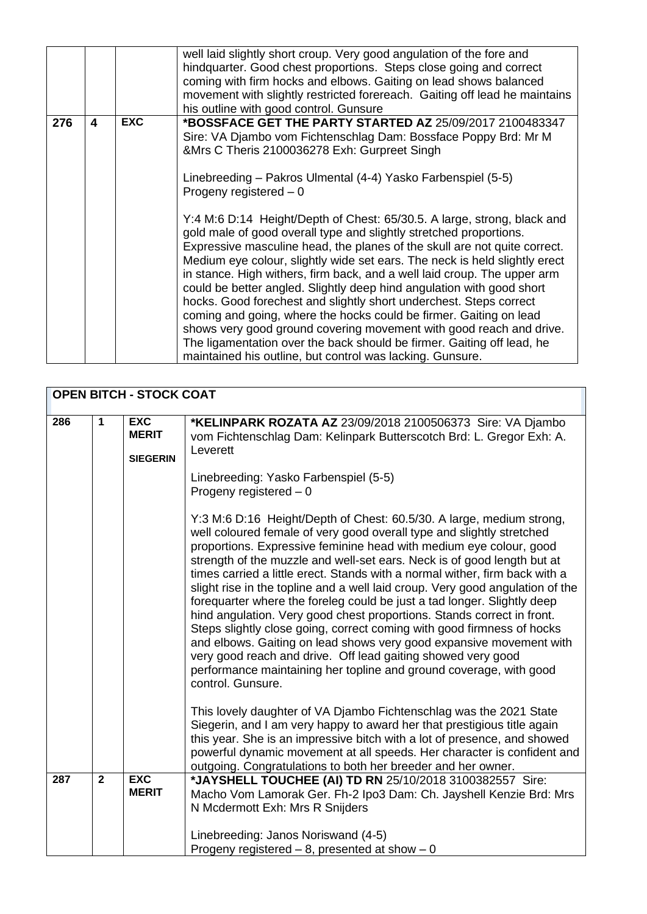| | | | |
|---|---|---|---|
| | | | well laid slightly short croup. Very good angulation of the fore and hindquarter. Good chest proportions. Steps close going and correct coming with firm hocks and elbows. Gaiting on lead shows balanced movement with slightly restricted forereach. Gaiting off lead he maintains his outline with good control. Gunsure |
| 276 | 4 | EXC | **\*BOSSFACE GET THE PARTY STARTED AZ** 25/09/2017 2100483347 Sire: VA Djambo vom Fichtenschlag Dam: Bossface Poppy Brd: Mr M &Mrs C Theris 2100036278 Exh: Gurpreet Singh<br><br>Linebreeding – Pakros Ulmental (4-4) Yasko Farbenspiel (5-5)<br>Progeny registered – 0<br><br>Y:4 M:6 D:14 Height/Depth of Chest: 65/30.5. A large, strong, black and gold male of good overall type and slightly stretched proportions. Expressive masculine head, the planes of the skull are not quite correct. Medium eye colour, slightly wide set ears. The neck is held slightly erect in stance. High withers, firm back, and a well laid croup. The upper arm could be better angled. Slightly deep hind angulation with good short hocks. Good forechest and slightly short underchest. Steps correct coming and going, where the hocks could be firmer. Gaiting on lead shows very good ground covering movement with good reach and drive. The ligamentation over the back should be firmer. Gaiting off lead, he maintained his outline, but control was lacking. Gunsure. |

| **OPEN BITCH - STOCK COAT** | | | |
|---|---|---|---|
| 286 | 1 | EXC MERIT<br><br>SIEGERIN | **\*KELINPARK ROZATA AZ** 23/09/2018 2100506373 Sire: VA Djambo vom Fichtenschlag Dam: Kelinpark Butterscotch Brd: L. Gregor Exh: A. Leverett<br><br>Linebreeding: Yasko Farbenspiel (5-5)<br>Progeny registered – 0<br><br>Y:3 M:6 D:16 Height/Depth of Chest: 60.5/30. A large, medium strong, well coloured female of very good overall type and slightly stretched proportions. Expressive feminine head with medium eye colour, good strength of the muzzle and well-set ears. Neck is of good length but at times carried a little erect. Stands with a normal wither, firm back with a slight rise in the topline and a well laid croup. Very good angulation of the forequarter where the foreleg could be just a tad longer. Slightly deep hind angulation. Very good chest proportions. Stands correct in front. Steps slightly close going, correct coming with good firmness of hocks and elbows. Gaiting on lead shows very good expansive movement with very good reach and drive. Off lead gaiting showed very good performance maintaining her topline and ground coverage, with good control. Gunsure.<br><br>This lovely daughter of VA Djambo Fichtenschlag was the 2021 State Siegerin, and I am very happy to award her that prestigious title again this year. She is an impressive bitch with a lot of presence, and showed powerful dynamic movement at all speeds. Her character is confident and outgoing. Congratulations to both her breeder and her owner. |
| 287 | 2 | EXC MERIT | **\*JAYSHELL TOUCHEE (AI) TD RN** 25/10/2018 3100382557 Sire: Macho Vom Lamorak Ger. Fh-2 Ipo3 Dam: Ch. Jayshell Kenzie Brd: Mrs N Mcdermott Exh: Mrs R Snijders<br><br>Linebreeding: Janos Noriswand (4-5)<br>Progeny registered – 8, presented at show – 0 |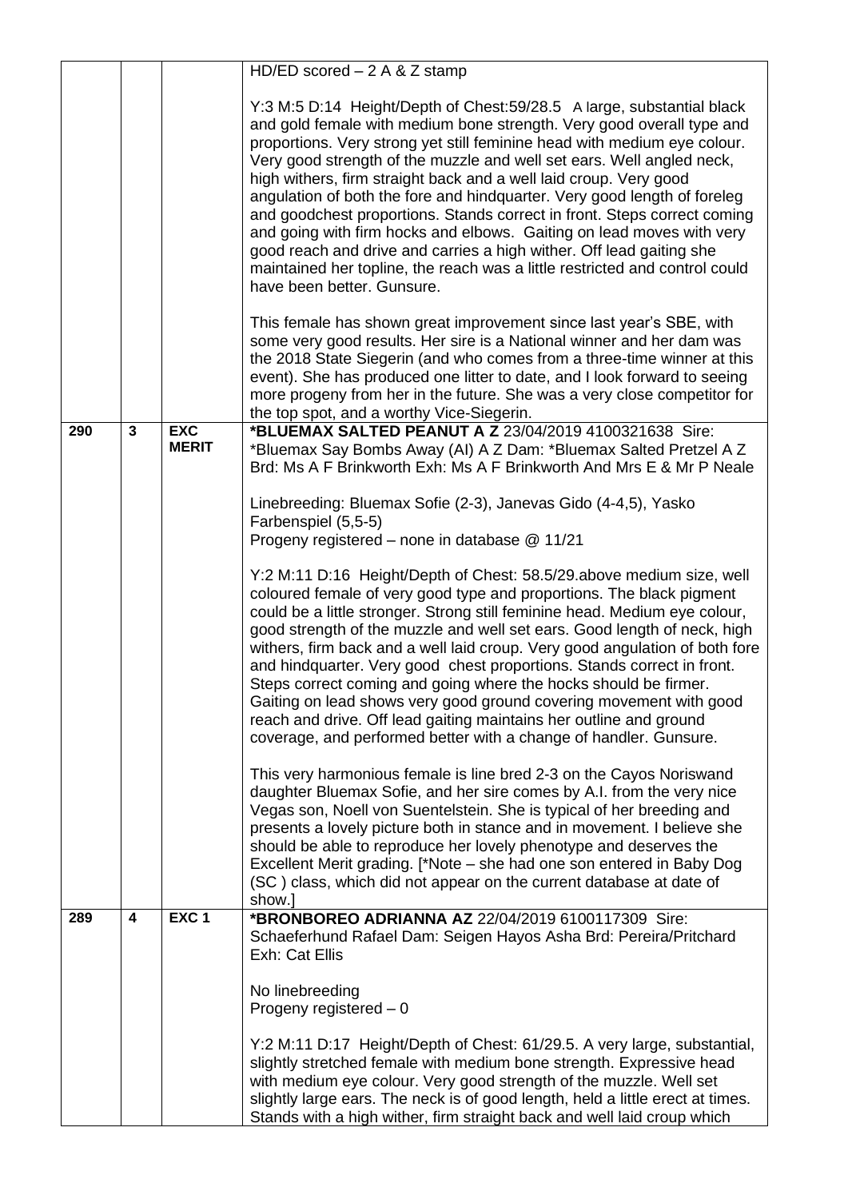| | | | |
|---|---|---|---|
| | | | HD/ED scored – 2 A & Z stamp<br><br>Y:3 M:5 D:14 Height/Depth of Chest:59/28.5 A large, substantial black and gold female with medium bone strength. Very good overall type and proportions. Very strong yet still feminine head with medium eye colour. Very good strength of the muzzle and well set ears. Well angled neck, high withers, firm straight back and a well laid croup. Very good angulation of both the fore and hindquarter. Very good length of foreleg and goodchest proportions. Stands correct in front. Steps correct coming and going with firm hocks and elbows. Gaiting on lead moves with very good reach and drive and carries a high wither. Off lead gaiting she maintained her topline, the reach was a little restricted and control could have been better. Gunsure.<br><br>This female has shown great improvement since last year's SBE, with some very good results. Her sire is a National winner and her dam was the 2018 State Siegerin (and who comes from a three-time winner at this event). She has produced one litter to date, and I look forward to seeing more progeny from her in the future. She was a very close competitor for the top spot, and a worthy Vice-Siegerin. |
| 290 | 3 | EXC MERIT | **\*BLUEMAX SALTED PEANUT A Z** 23/04/2019 4100321638 Sire: \*Bluemax Say Bombs Away (AI) A Z Dam: \*Bluemax Salted Pretzel A Z Brd: Ms A F Brinkworth Exh: Ms A F Brinkworth And Mrs E & Mr P Neale<br><br>Linebreeding: Bluemax Sofie (2-3), Janevas Gido (4-4,5), Yasko Farbenspiel (5,5-5)<br>Progeny registered – none in database @ 11/21<br><br>Y:2 M:11 D:16 Height/Depth of Chest: 58.5/29.above medium size, well coloured female of very good type and proportions. The black pigment could be a little stronger. Strong and still feminine head. Medium eye colour, good strength of the muzzle and well set ears. Good length of neck, high withers, firm back and a well laid croup. Very good angulation of both fore and hindquarter. Very good chest proportions. Stands correct in front. Steps correct coming and going where the hocks should be firmer. Gaiting on lead shows very good ground covering movement with good reach and drive. Off lead gaiting maintains her outline and ground coverage, and performed better with a change of handler. Gunsure.<br><br>This very harmonious female is line bred 2-3 on the Cayos Noriswand daughter Bluemax Sofie, and her sire comes by A.I. from the very nice Vegas son, Noell von Suentelstein. She is typical of her breeding and presents a lovely picture both in stance and in movement. I believe she should be able to reproduce her lovely phenotype and deserves the Excellent Merit grading. [\*Note – she had one son entered in Baby Dog (SC ) class, which did not appear on the current database at date of show.] |
| 289 | 4 | EXC 1 | **\*BRONBOREO ADRIANNA AZ** 22/04/2019 6100117309 Sire: Schaeferhund Rafael Dam: Seigen Hayos Asha Brd: Pereira/Pritchard Exh: Cat Ellis<br><br>No linebreeding<br>Progeny registered – 0<br><br>Y:2 M:11 D:17 Height/Depth of Chest: 61/29.5. A very large, substantial, slightly stretched female with medium bone strength. Expressive head with medium eye colour. Very good strength of the muzzle. Well set slightly large ears. The neck is of good length, held a little erect at times. Stands with a high wither, firm straight back and well laid croup which |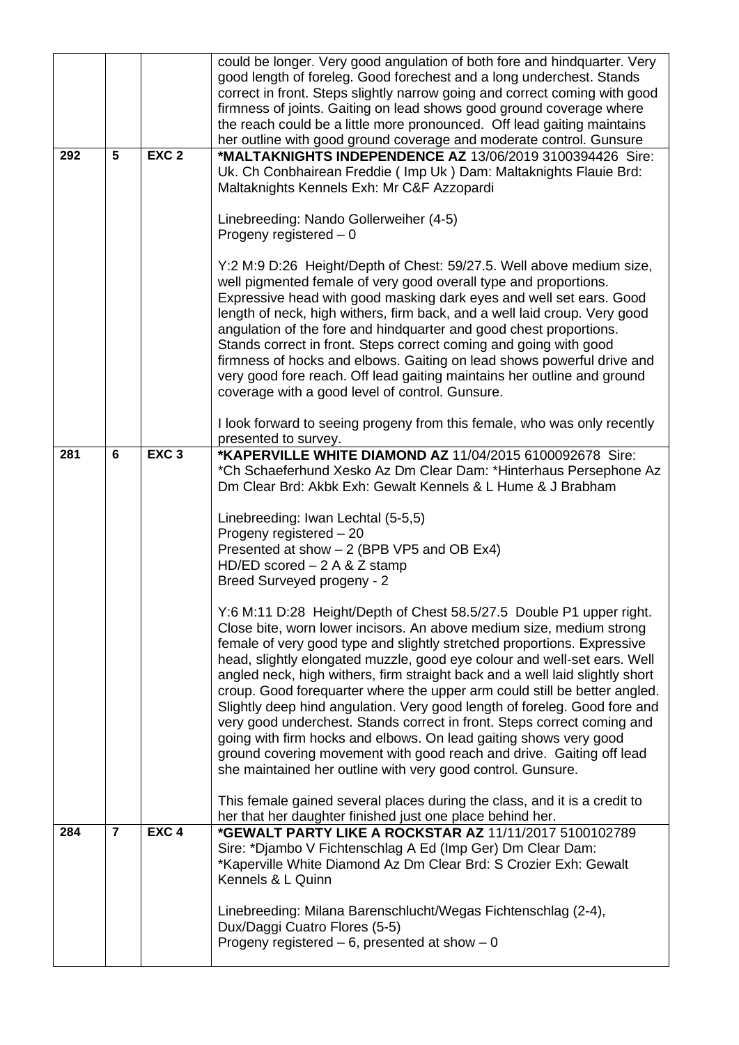| | | | |
|---|---|---|---|
| | | | could be longer. Very good angulation of both fore and hindquarter. Very good length of foreleg. Good forechest and a long underchest. Stands correct in front. Steps slightly narrow going and correct coming with good firmness of joints. Gaiting on lead shows good ground coverage where the reach could be a little more pronounced. Off lead gaiting maintains her outline with good ground coverage and moderate control. Gunsure |
| 292 | 5 | EXC 2 | **\*MALTAKNIGHTS INDEPENDENCE AZ** 13/06/2019 3100394426 Sire: Uk. Ch Conbhairean Freddie ( Imp Uk ) Dam: Maltaknights Flauie Brd: Maltaknights Kennels Exh: Mr C&F Azzopardi<br><br>Linebreeding: Nando Gollerweiher (4-5)<br>Progeny registered – 0<br><br>Y:2 M:9 D:26 Height/Depth of Chest: 59/27.5. Well above medium size, well pigmented female of very good overall type and proportions. Expressive head with good masking dark eyes and well set ears. Good length of neck, high withers, firm back, and a well laid croup. Very good angulation of the fore and hindquarter and good chest proportions. Stands correct in front. Steps correct coming and going with good firmness of hocks and elbows. Gaiting on lead shows powerful drive and very good fore reach. Off lead gaiting maintains her outline and ground coverage with a good level of control. Gunsure.<br><br>I look forward to seeing progeny from this female, who was only recently presented to survey. |
| 281 | 6 | EXC 3 | **\*KAPERVILLE WHITE DIAMOND AZ** 11/04/2015 6100092678 Sire: \*Ch Schaeferhund Xesko Az Dm Clear Dam: \*Hinterhaus Persephone Az Dm Clear Brd: Akbk Exh: Gewalt Kennels & L Hume & J Brabham<br><br>Linebreeding: Iwan Lechtal (5-5,5)<br>Progeny registered – 20<br>Presented at show – 2 (BPB VP5 and OB Ex4)<br>HD/ED scored – 2 A & Z stamp<br>Breed Surveyed progeny - 2<br><br>Y:6 M:11 D:28 Height/Depth of Chest 58.5/27.5 Double P1 upper right. Close bite, worn lower incisors. An above medium size, medium strong female of very good type and slightly stretched proportions. Expressive head, slightly elongated muzzle, good eye colour and well-set ears. Well angled neck, high withers, firm straight back and a well laid slightly short croup. Good forequarter where the upper arm could still be better angled. Slightly deep hind angulation. Very good length of foreleg. Good fore and very good underchest. Stands correct in front. Steps correct coming and going with firm hocks and elbows. On lead gaiting shows very good ground covering movement with good reach and drive. Gaiting off lead she maintained her outline with very good control. Gunsure.<br><br>This female gained several places during the class, and it is a credit to her that her daughter finished just one place behind her. |
| 284 | 7 | EXC 4 | **\*GEWALT PARTY LIKE A ROCKSTAR AZ** 11/11/2017 5100102789 Sire: \*Djambo V Fichtenschlag A Ed (Imp Ger) Dm Clear Dam: \*Kaperville White Diamond Az Dm Clear Brd: S Crozier Exh: Gewalt Kennels & L Quinn<br><br>Linebreeding: Milana Barenschlucht/Wegas Fichtenschlag (2-4), Dux/Daggi Cuatro Flores (5-5)<br>Progeny registered – 6, presented at show – 0 |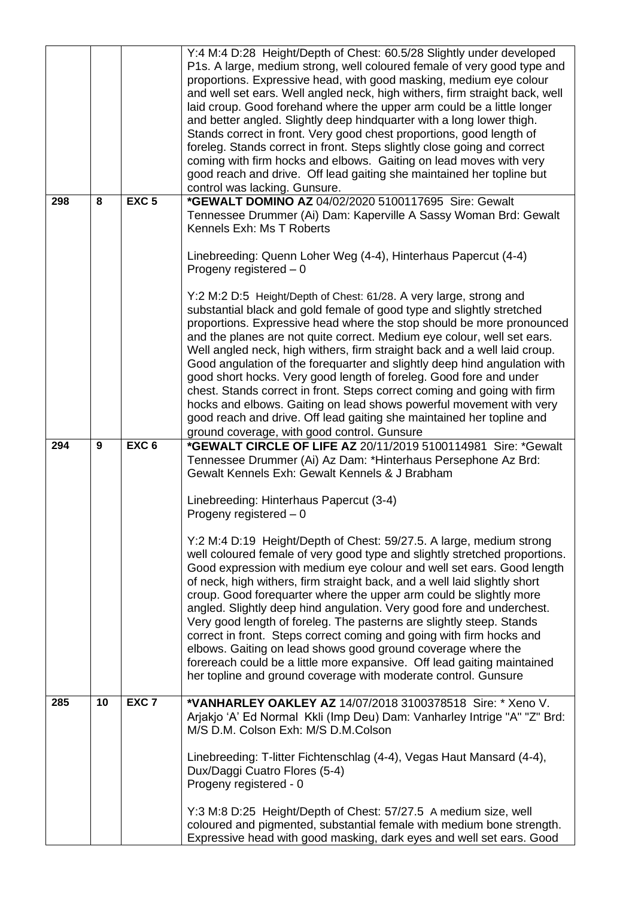| | | | |
|---|---|---|---|
| | | | Y:4 M:4 D:28 Height/Depth of Chest: 60.5/28 Slightly under developed P1s. A large, medium strong, well coloured female of very good type and proportions. Expressive head, with good masking, medium eye colour and well set ears. Well angled neck, high withers, firm straight back, well laid croup. Good forehand where the upper arm could be a little longer and better angled. Slightly deep hindquarter with a long lower thigh. Stands correct in front. Very good chest proportions, good length of foreleg. Stands correct in front. Steps slightly close going and correct coming with firm hocks and elbows. Gaiting on lead moves with very good reach and drive. Off lead gaiting she maintained her topline but control was lacking. Gunsure. |
| 298 | 8 | EXC 5 | **\*GEWALT DOMINO AZ** 04/02/2020 5100117695 Sire: Gewalt Tennessee Drummer (Ai) Dam: Kaperville A Sassy Woman Brd: Gewalt Kennels Exh: Ms T Roberts<br><br>Linebreeding: Quenn Loher Weg (4-4), Hinterhaus Papercut (4-4)<br>Progeny registered – 0<br><br>Y:2 M:2 D:5 Height/Depth of Chest: 61/28. A very large, strong and substantial black and gold female of good type and slightly stretched proportions. Expressive head where the stop should be more pronounced and the planes are not quite correct. Medium eye colour, well set ears. Well angled neck, high withers, firm straight back and a well laid croup. Good angulation of the forequarter and slightly deep hind angulation with good short hocks. Very good length of foreleg. Good fore and under chest. Stands correct in front. Steps correct coming and going with firm hocks and elbows. Gaiting on lead shows powerful movement with very good reach and drive. Off lead gaiting she maintained her topline and ground coverage, with good control. Gunsure |
| 294 | 9 | EXC 6 | **\*GEWALT CIRCLE OF LIFE AZ** 20/11/2019 5100114981 Sire: \*Gewalt Tennessee Drummer (Ai) Az Dam: \*Hinterhaus Persephone Az Brd: Gewalt Kennels Exh: Gewalt Kennels & J Brabham<br><br>Linebreeding: Hinterhaus Papercut (3-4)<br>Progeny registered – 0<br><br>Y:2 M:4 D:19 Height/Depth of Chest: 59/27.5. A large, medium strong well coloured female of very good type and slightly stretched proportions. Good expression with medium eye colour and well set ears. Good length of neck, high withers, firm straight back, and a well laid slightly short croup. Good forequarter where the upper arm could be slightly more angled. Slightly deep hind angulation. Very good fore and underchest. Very good length of foreleg. The pasterns are slightly steep. Stands correct in front. Steps correct coming and going with firm hocks and elbows. Gaiting on lead shows good ground coverage where the forereach could be a little more expansive. Off lead gaiting maintained her topline and ground coverage with moderate control. Gunsure |
| 285 | 10 | EXC 7 | **\*VANHARLEY OAKLEY AZ** 14/07/2018 3100378518 Sire: \* Xeno V. Arjakjo 'A' Ed Normal Kkli (Imp Deu) Dam: Vanharley Intrige "A" "Z" Brd: M/S D.M. Colson Exh: M/S D.M.Colson<br><br>Linebreeding: T-litter Fichtenschlag (4-4), Vegas Haut Mansard (4-4), Dux/Daggi Cuatro Flores (5-4)<br>Progeny registered - 0<br><br>Y:3 M:8 D:25 Height/Depth of Chest: 57/27.5 A medium size, well coloured and pigmented, substantial female with medium bone strength. Expressive head with good masking, dark eyes and well set ears. Good |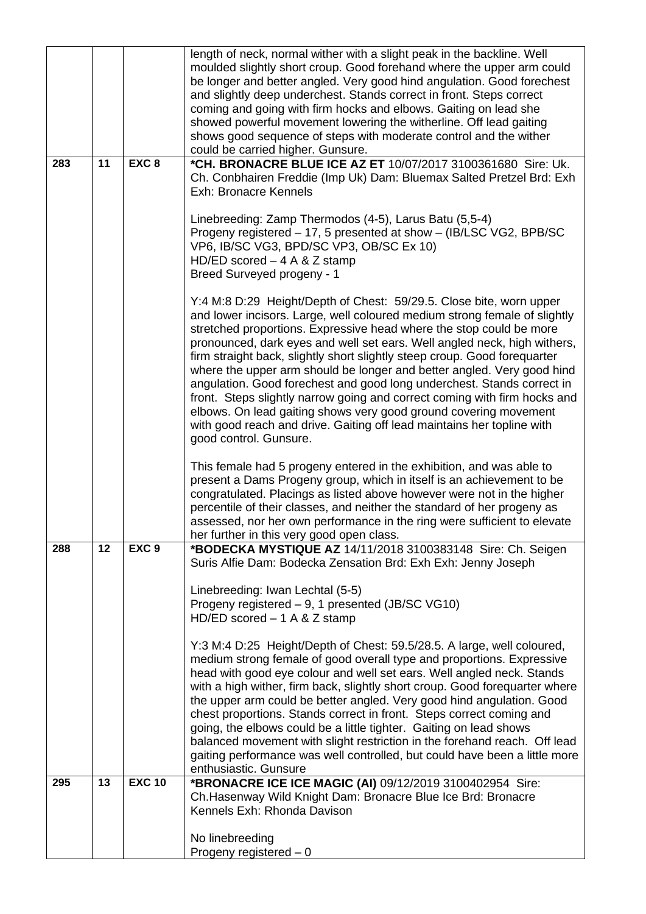| | | | |
|---|---|---|---|
| | | | length of neck, normal wither with a slight peak in the backline. Well moulded slightly short croup. Good forehand where the upper arm could be longer and better angled. Very good hind angulation. Good forechest and slightly deep underchest. Stands correct in front. Steps correct coming and going with firm hocks and elbows. Gaiting on lead she showed powerful movement lowering the witherline. Off lead gaiting shows good sequence of steps with moderate control and the wither could be carried higher. Gunsure. |
| 283 | 11 | EXC 8 | **\*CH. BRONACRE BLUE ICE AZ ET** 10/07/2017 3100361680 Sire: Uk. Ch. Conbhairen Freddie (Imp Uk) Dam: Bluemax Salted Pretzel Brd: Exh Exh: Bronacre Kennels<br><br>Linebreeding: Zamp Thermodos (4-5), Larus Batu (5,5-4)<br>Progeny registered – 17, 5 presented at show – (IB/LSC VG2, BPB/SC VP6, IB/SC VG3, BPD/SC VP3, OB/SC Ex 10)<br>HD/ED scored – 4 A & Z stamp<br>Breed Surveyed progeny - 1<br><br>Y:4 M:8 D:29 Height/Depth of Chest: 59/29.5. Close bite, worn upper and lower incisors. Large, well coloured medium strong female of slightly stretched proportions. Expressive head where the stop could be more pronounced, dark eyes and well set ears. Well angled neck, high withers, firm straight back, slightly short slightly steep croup. Good forequarter where the upper arm should be longer and better angled. Very good hind angulation. Good forechest and good long underchest. Stands correct in front. Steps slightly narrow going and correct coming with firm hocks and elbows. On lead gaiting shows very good ground covering movement with good reach and drive. Gaiting off lead maintains her topline with good control. Gunsure.<br><br>This female had 5 progeny entered in the exhibition, and was able to present a Dams Progeny group, which in itself is an achievement to be congratulated. Placings as listed above however were not in the higher percentile of their classes, and neither the standard of her progeny as assessed, nor her own performance in the ring were sufficient to elevate her further in this very good open class. |
| 288 | 12 | EXC 9 | **\*BODECKA MYSTIQUE AZ** 14/11/2018 3100383148 Sire: Ch. Seigen Suris Alfie Dam: Bodecka Zensation Brd: Exh Exh: Jenny Joseph<br><br>Linebreeding: Iwan Lechtal (5-5)<br>Progeny registered – 9, 1 presented (JB/SC VG10)<br>HD/ED scored – 1 A & Z stamp<br><br>Y:3 M:4 D:25 Height/Depth of Chest: 59.5/28.5. A large, well coloured, medium strong female of good overall type and proportions. Expressive head with good eye colour and well set ears. Well angled neck. Stands with a high wither, firm back, slightly short croup. Good forequarter where the upper arm could be better angled. Very good hind angulation. Good chest proportions. Stands correct in front. Steps correct coming and going, the elbows could be a little tighter. Gaiting on lead shows balanced movement with slight restriction in the forehand reach. Off lead gaiting performance was well controlled, but could have been a little more enthusiastic. Gunsure |
| 295 | 13 | **EXC 10** | **\*BRONACRE ICE ICE MAGIC (AI)** 09/12/2019 3100402954 Sire: Ch.Hasenway Wild Knight Dam: Bronacre Blue Ice Brd: Bronacre Kennels Exh: Rhonda Davison<br><br>No linebreeding<br>Progeny registered – 0 |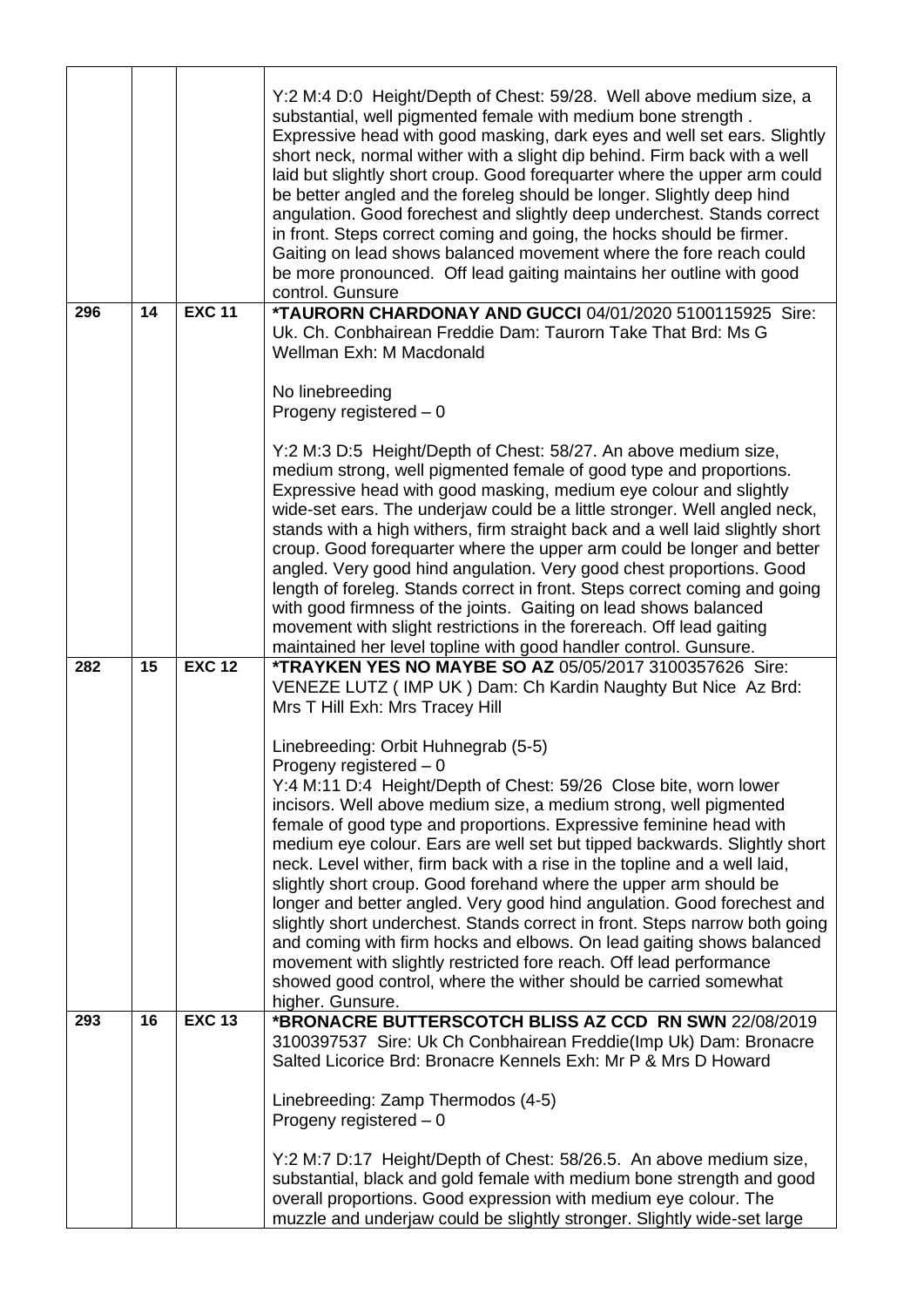| | | | |
|---|---|---|---|
| | | | Y:2 M:4 D:0 Height/Depth of Chest: 59/28. Well above medium size, a substantial, well pigmented female with medium bone strength . Expressive head with good masking, dark eyes and well set ears. Slightly short neck, normal wither with a slight dip behind. Firm back with a well laid but slightly short croup. Good forequarter where the upper arm could be better angled and the foreleg should be longer. Slightly deep hind angulation. Good forechest and slightly deep underchest. Stands correct in front. Steps correct coming and going, the hocks should be firmer. Gaiting on lead shows balanced movement where the fore reach could be more pronounced. Off lead gaiting maintains her outline with good control. Gunsure |
| **296** | **14** | **EXC 11** | ***TAURORN CHARDONAY AND GUCCI** 04/01/2020 5100115925 Sire: Uk. Ch. Conbhairean Freddie Dam: Taurorn Take That Brd: Ms G Wellman Exh: M Macdonald<br><br>No linebreeding<br>Progeny registered – 0<br><br>Y:2 M:3 D:5 Height/Depth of Chest: 58/27. An above medium size, medium strong, well pigmented female of good type and proportions. Expressive head with good masking, medium eye colour and slightly wide-set ears. The underjaw could be a little stronger. Well angled neck, stands with a high withers, firm straight back and a well laid slightly short croup. Good forequarter where the upper arm could be longer and better angled. Very good hind angulation. Very good chest proportions. Good length of foreleg. Stands correct in front. Steps correct coming and going with good firmness of the joints. Gaiting on lead shows balanced movement with slight restrictions in the forereach. Off lead gaiting maintained her level topline with good handler control. Gunsure. |
| **282** | **15** | **EXC 12** | ***TRAYKEN YES NO MAYBE SO AZ** 05/05/2017 3100357626 Sire: VENEZE LUTZ ( IMP UK ) Dam: Ch Kardin Naughty But Nice Az Brd: Mrs T Hill Exh: Mrs Tracey Hill<br><br>Linebreeding: Orbit Huhnegrab (5-5)<br>Progeny registered – 0<br>Y:4 M:11 D:4 Height/Depth of Chest: 59/26 Close bite, worn lower incisors. Well above medium size, a medium strong, well pigmented female of good type and proportions. Expressive feminine head with medium eye colour. Ears are well set but tipped backwards. Slightly short neck. Level wither, firm back with a rise in the topline and a well laid, slightly short croup. Good forehand where the upper arm should be longer and better angled. Very good hind angulation. Good forechest and slightly short underchest. Stands correct in front. Steps narrow both going and coming with firm hocks and elbows. On lead gaiting shows balanced movement with slightly restricted fore reach. Off lead performance showed good control, where the wither should be carried somewhat higher. Gunsure. |
| **293** | **16** | **EXC 13** | ***BRONACRE BUTTERSCOTCH BLISS AZ CCD RN SWN** 22/08/2019 3100397537 Sire: Uk Ch Conbhairean Freddie(Imp Uk) Dam: Bronacre Salted Licorice Brd: Bronacre Kennels Exh: Mr P & Mrs D Howard<br><br>Linebreeding: Zamp Thermodos (4-5)<br>Progeny registered – 0<br><br>Y:2 M:7 D:17 Height/Depth of Chest: 58/26.5. An above medium size, substantial, black and gold female with medium bone strength and good overall proportions. Good expression with medium eye colour. The muzzle and underjaw could be slightly stronger. Slightly wide-set large |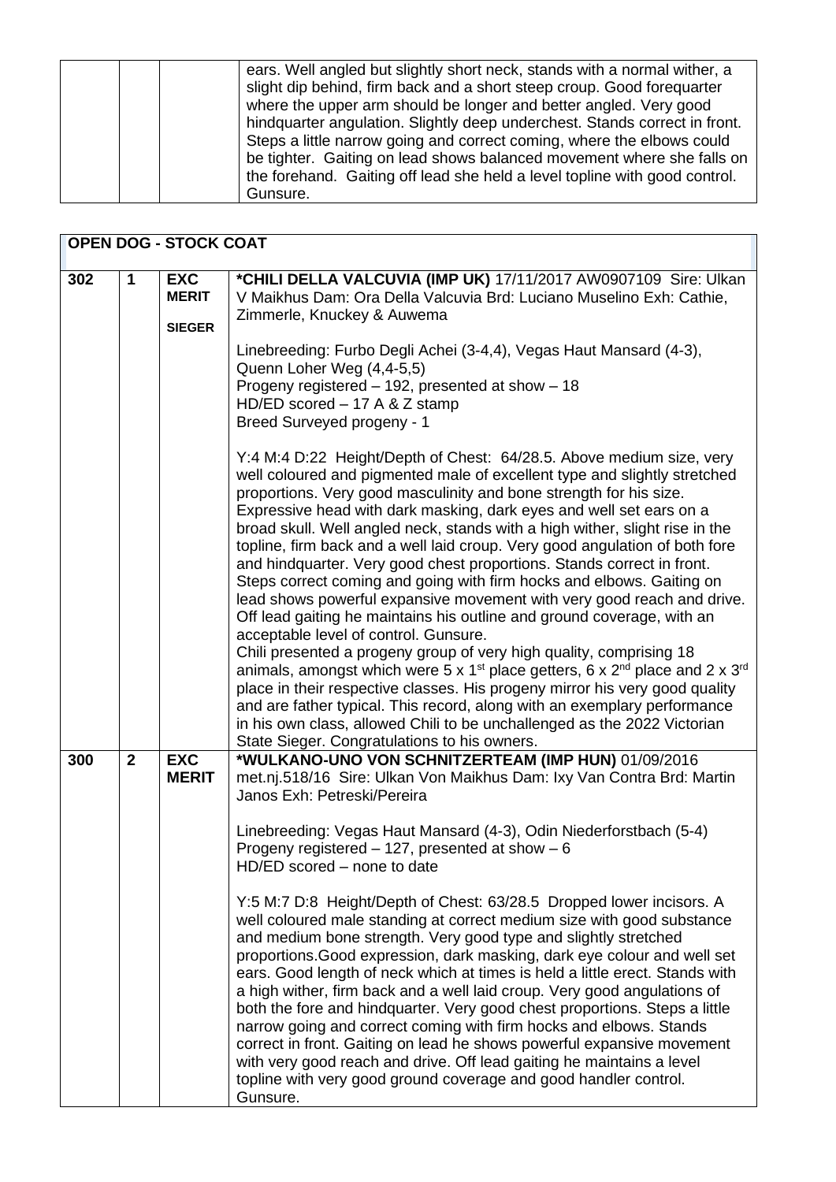| | | | ears. Well angled but slightly short neck, stands with a normal wither, a slight dip behind, firm back and a short steep croup. Good forequarter where the upper arm should be longer and better angled. Very good hindquarter angulation. Slightly deep underchest. Stands correct in front. Steps a little narrow going and correct coming, where the elbows could be tighter. Gaiting on lead shows balanced movement where she falls on the forehand. Gaiting off lead she held a level topline with good control. Gunsure. |
|---|---|---|---|

| **OPEN DOG - STOCK COAT** | | | |
|---|---|---|---|
| 302 | 1 | **EXC MERIT**<br><br>**SIEGER** | **\*CHILI DELLA VALCUVIA (IMP UK)** 17/11/2017 AW0907109 Sire: Ulkan V Maikhus Dam: Ora Della Valcuvia Brd: Luciano Muselino Exh: Cathie, Zimmerle, Knuckey & Auwema<br><br>Linebreeding: Furbo Degli Achei (3-4,4), Vegas Haut Mansard (4-3), Quenn Loher Weg (4,4-5,5)<br>Progeny registered – 192, presented at show – 18<br>HD/ED scored – 17 A & Z stamp<br>Breed Surveyed progeny - 1<br><br>Y:4 M:4 D:22 Height/Depth of Chest: 64/28.5. Above medium size, very well coloured and pigmented male of excellent type and slightly stretched proportions. Very good masculinity and bone strength for his size. Expressive head with dark masking, dark eyes and well set ears on a broad skull. Well angled neck, stands with a high wither, slight rise in the topline, firm back and a well laid croup. Very good angulation of both fore and hindquarter. Very good chest proportions. Stands correct in front. Steps correct coming and going with firm hocks and elbows. Gaiting on lead shows powerful expansive movement with very good reach and drive. Off lead gaiting he maintains his outline and ground coverage, with an acceptable level of control. Gunsure.<br>Chili presented a progeny group of very high quality, comprising 18 animals, amongst which were 5 x 1st place getters, 6 x 2nd place and 2 x 3rd place in their respective classes. His progeny mirror his very good quality and are father typical. This record, along with an exemplary performance in his own class, allowed Chili to be unchallenged as the 2022 Victorian State Sieger. Congratulations to his owners. |
| 300 | **2** | **EXC MERIT** | **\*WULKANO-UNO VON SCHNITZERTEAM (IMP HUN)** 01/09/2016 met.nj.518/16 Sire: Ulkan Von Maikhus Dam: Ixy Van Contra Brd: Martin Janos Exh: Petreski/Pereira<br><br>Linebreeding: Vegas Haut Mansard (4-3), Odin Niederforstbach (5-4)<br>Progeny registered – 127, presented at show – 6<br>HD/ED scored – none to date<br><br>Y:5 M:7 D:8 Height/Depth of Chest: 63/28.5 Dropped lower incisors. A well coloured male standing at correct medium size with good substance and medium bone strength. Very good type and slightly stretched proportions.Good expression, dark masking, dark eye colour and well set ears. Good length of neck which at times is held a little erect. Stands with a high wither, firm back and a well laid croup. Very good angulations of both the fore and hindquarter. Very good chest proportions. Steps a little narrow going and correct coming with firm hocks and elbows. Stands correct in front. Gaiting on lead he shows powerful expansive movement with very good reach and drive. Off lead gaiting he maintains a level topline with very good ground coverage and good handler control. Gunsure. |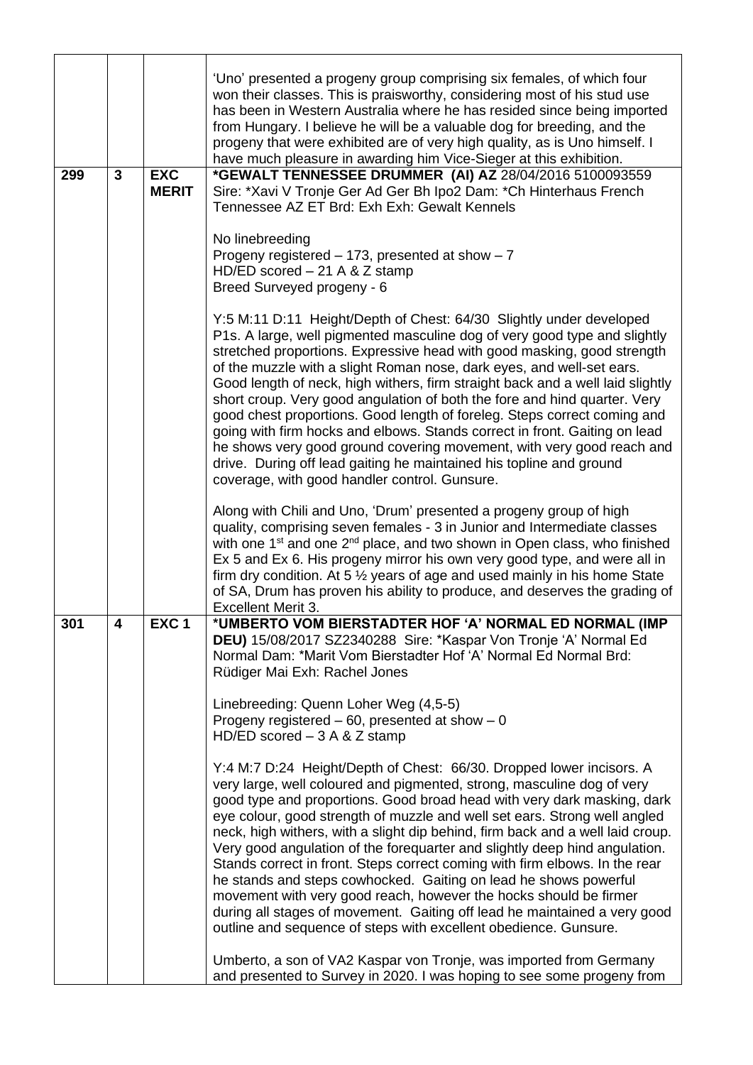| | | | |
|---|---|---|---|
| | | | 'Uno' presented a progeny group comprising six females, of which four won their classes. This is praisworthy, considering most of his stud use has been in Western Australia where he has resided since being imported from Hungary. I believe he will be a valuable dog for breeding, and the progeny that were exhibited are of very high quality, as is Uno himself. I have much pleasure in awarding him Vice-Sieger at this exhibition. |
| 299 | 3 | EXC MERIT | **\*GEWALT TENNESSEE DRUMMER (AI) AZ** 28/04/2016 5100093559 Sire: \*Xavi V Tronje Ger Ad Ger Bh Ipo2 Dam: \*Ch Hinterhaus French Tennessee AZ ET Brd: Exh Exh: Gewalt Kennels<br><br>No linebreeding<br>Progeny registered – 173, presented at show – 7<br>HD/ED scored – 21 A & Z stamp<br>Breed Surveyed progeny - 6<br><br>Y:5 M:11 D:11 Height/Depth of Chest: 64/30 Slightly under developed P1s. A large, well pigmented masculine dog of very good type and slightly stretched proportions. Expressive head with good masking, good strength of the muzzle with a slight Roman nose, dark eyes, and well-set ears. Good length of neck, high withers, firm straight back and a well laid slightly short croup. Very good angulation of both the fore and hind quarter. Very good chest proportions. Good length of foreleg. Steps correct coming and going with firm hocks and elbows. Stands correct in front. Gaiting on lead he shows very good ground covering movement, with very good reach and drive. During off lead gaiting he maintained his topline and ground coverage, with good handler control. Gunsure.<br><br>Along with Chili and Uno, 'Drum' presented a progeny group of high quality, comprising seven females - 3 in Junior and Intermediate classes with one 1st and one 2nd place, and two shown in Open class, who finished Ex 5 and Ex 6. His progeny mirror his own very good type, and were all in firm dry condition. At 5 ½ years of age and used mainly in his home State of SA, Drum has proven his ability to produce, and deserves the grading of Excellent Merit 3. |
| 301 | 4 | EXC 1 | **\*UMBERTO VOM BIERSTADTER HOF 'A' NORMAL ED NORMAL (IMP DEU)** 15/08/2017 SZ2340288 Sire: \*Kaspar Von Tronje 'A' Normal Ed Normal Dam: \*Marit Vom Bierstadter Hof 'A' Normal Ed Normal Brd: Rüdiger Mai Exh: Rachel Jones<br><br>Linebreeding: Quenn Loher Weg (4,5-5)<br>Progeny registered – 60, presented at show – 0<br>HD/ED scored – 3 A & Z stamp<br><br>Y:4 M:7 D:24 Height/Depth of Chest: 66/30. Dropped lower incisors. A very large, well coloured and pigmented, strong, masculine dog of very good type and proportions. Good broad head with very dark masking, dark eye colour, good strength of muzzle and well set ears. Strong well angled neck, high withers, with a slight dip behind, firm back and a well laid croup. Very good angulation of the forequarter and slightly deep hind angulation. Stands correct in front. Steps correct coming with firm elbows. In the rear he stands and steps cowhocked. Gaiting on lead he shows powerful movement with very good reach, however the hocks should be firmer during all stages of movement. Gaiting off lead he maintained a very good outline and sequence of steps with excellent obedience. Gunsure.<br><br>Umberto, a son of VA2 Kaspar von Tronje, was imported from Germany and presented to Survey in 2020. I was hoping to see some progeny from |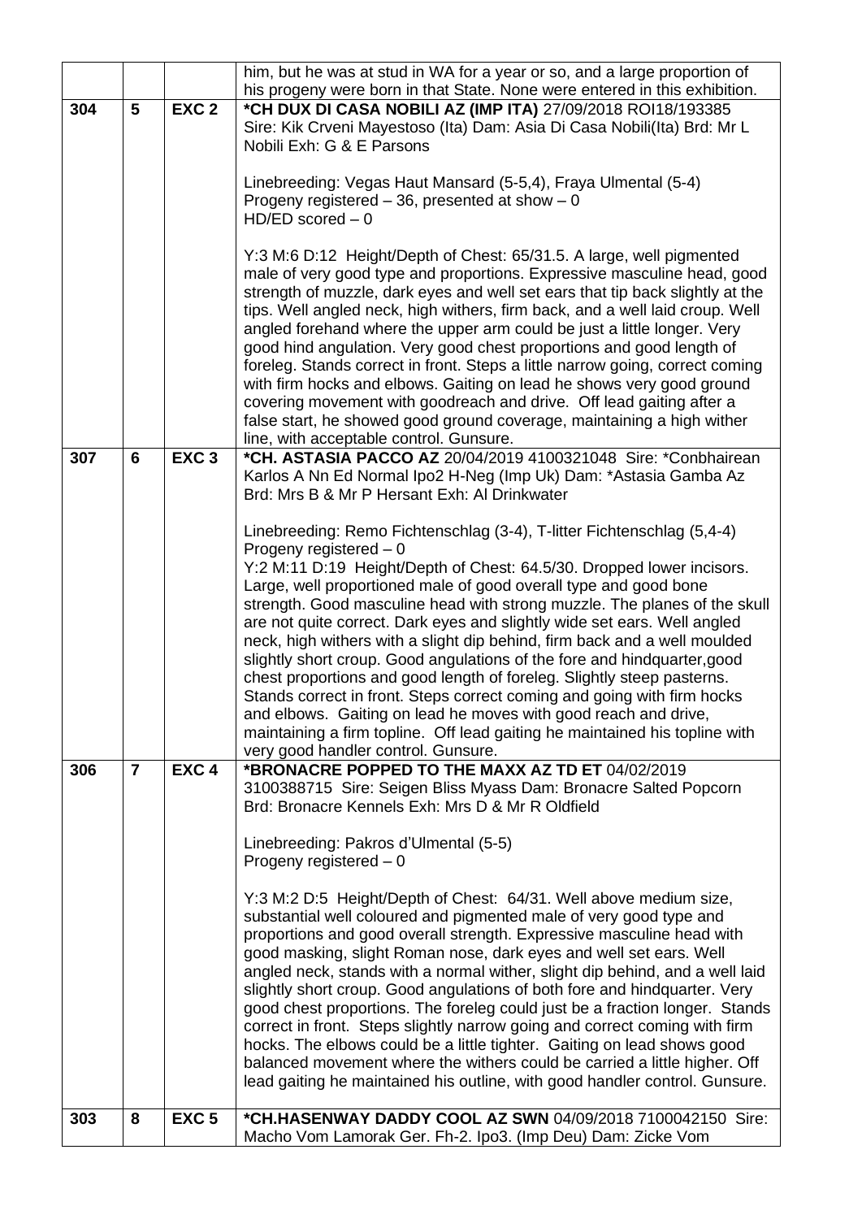| | | | |
|---|---|---|---|
| | | | him, but he was at stud in WA for a year or so, and a large proportion of his progeny were born in that State. None were entered in this exhibition. |
| **304** | **5** | **EXC 2** | **\*CH DUX DI CASA NOBILI AZ (IMP ITA)** 27/09/2018 ROI18/193385 Sire: Kik Crveni Mayestoso (Ita) Dam: Asia Di Casa Nobili(Ita) Brd: Mr L Nobili Exh: G & E Parsons<br><br>Linebreeding: Vegas Haut Mansard (5-5,4), Fraya Ulmental (5-4)<br>Progeny registered – 36, presented at show – 0<br>HD/ED scored – 0<br><br>Y:3 M:6 D:12 Height/Depth of Chest: 65/31.5. A large, well pigmented male of very good type and proportions. Expressive masculine head, good strength of muzzle, dark eyes and well set ears that tip back slightly at the tips. Well angled neck, high withers, firm back, and a well laid croup. Well angled forehand where the upper arm could be just a little longer. Very good hind angulation. Very good chest proportions and good length of foreleg. Stands correct in front. Steps a little narrow going, correct coming with firm hocks and elbows. Gaiting on lead he shows very good ground covering movement with goodreach and drive. Off lead gaiting after a false start, he showed good ground coverage, maintaining a high wither line, with acceptable control. Gunsure. |
| **307** | **6** | **EXC 3** | **\*CH. ASTASIA PACCO AZ** 20/04/2019 4100321048 Sire: \*Conbhairean Karlos A Nn Ed Normal Ipo2 H-Neg (Imp Uk) Dam: \*Astasia Gamba Az Brd: Mrs B & Mr P Hersant Exh: Al Drinkwater<br><br>Linebreeding: Remo Fichtenschlag (3-4), T-litter Fichtenschlag (5,4-4)<br>Progeny registered – 0<br>Y:2 M:11 D:19 Height/Depth of Chest: 64.5/30. Dropped lower incisors. Large, well proportioned male of good overall type and good bone strength. Good masculine head with strong muzzle. The planes of the skull are not quite correct. Dark eyes and slightly wide set ears. Well angled neck, high withers with a slight dip behind, firm back and a well moulded slightly short croup. Good angulations of the fore and hindquarter,good chest proportions and good length of foreleg. Slightly steep pasterns. Stands correct in front. Steps correct coming and going with firm hocks and elbows. Gaiting on lead he moves with good reach and drive, maintaining a firm topline. Off lead gaiting he maintained his topline with very good handler control. Gunsure. |
| **306** | **7** | **EXC 4** | **\*BRONACRE POPPED TO THE MAXX AZ TD ET** 04/02/2019 3100388715 Sire: Seigen Bliss Myass Dam: Bronacre Salted Popcorn Brd: Bronacre Kennels Exh: Mrs D & Mr R Oldfield<br><br>Linebreeding: Pakros d'Ulmental (5-5)<br>Progeny registered – 0<br><br>Y:3 M:2 D:5 Height/Depth of Chest: 64/31. Well above medium size, substantial well coloured and pigmented male of very good type and proportions and good overall strength. Expressive masculine head with good masking, slight Roman nose, dark eyes and well set ears. Well angled neck, stands with a normal wither, slight dip behind, and a well laid slightly short croup. Good angulations of both fore and hindquarter. Very good chest proportions. The foreleg could just be a fraction longer. Stands correct in front. Steps slightly narrow going and correct coming with firm hocks. The elbows could be a little tighter. Gaiting on lead shows good balanced movement where the withers could be carried a little higher. Off lead gaiting he maintained his outline, with good handler control. Gunsure. |
| **303** | **8** | **EXC 5** | **\*CH.HASENWAY DADDY COOL AZ SWN** 04/09/2018 7100042150 Sire: Macho Vom Lamorak Ger. Fh-2. Ipo3. (Imp Deu) Dam: Zicke Vom |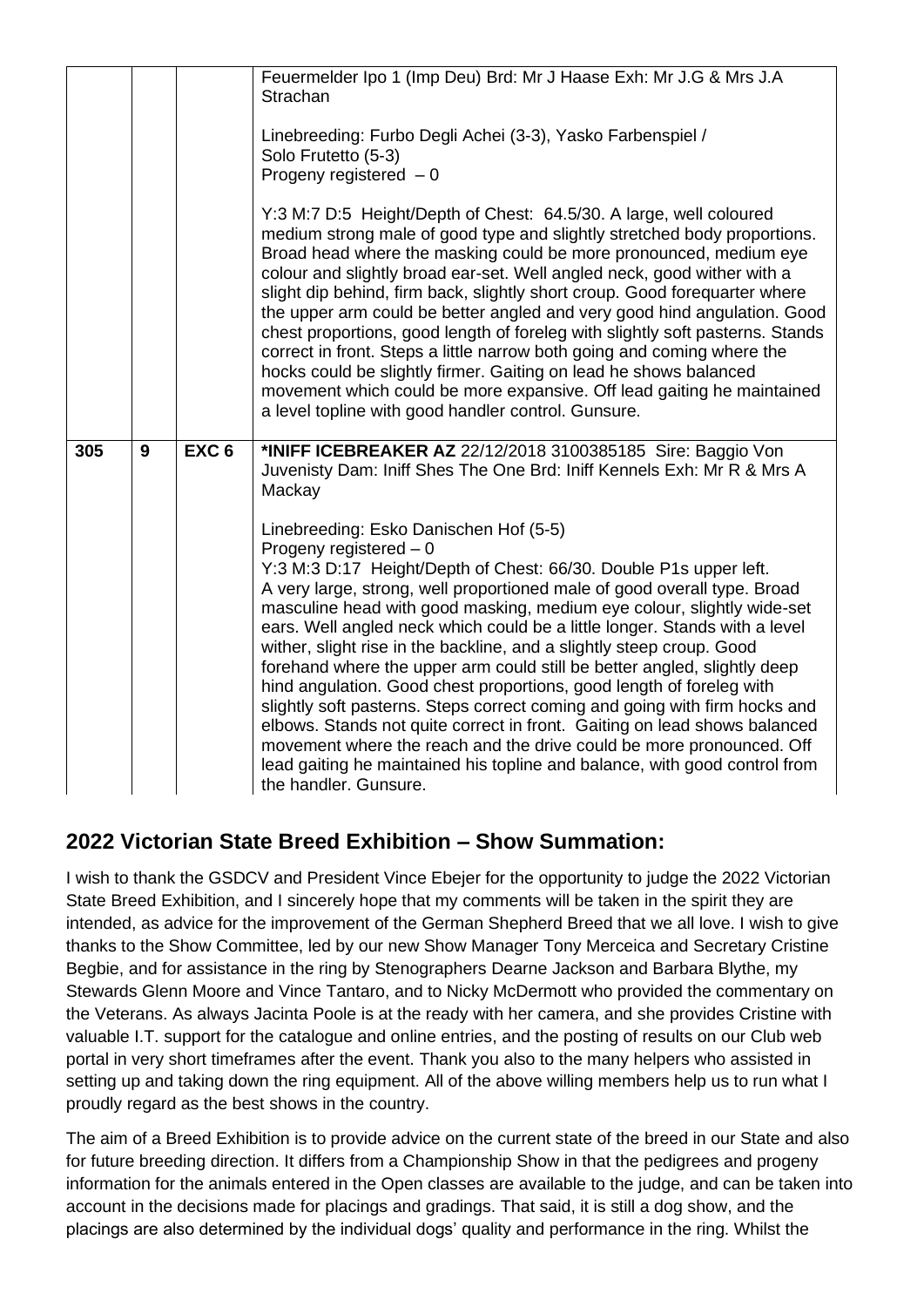| | | | |
|---|---|---|---|
| | | | Feuermelder Ipo 1 (Imp Deu) Brd: Mr J Haase Exh: Mr J.G & Mrs J.A Strachan<br><br>Linebreeding: Furbo Degli Achei (3-3), Yasko Farbenspiel / Solo Frutetto (5-3)<br>Progeny registered – 0<br><br>Y:3 M:7 D:5 Height/Depth of Chest: 64.5/30. A large, well coloured medium strong male of good type and slightly stretched body proportions. Broad head where the masking could be more pronounced, medium eye colour and slightly broad ear-set. Well angled neck, good wither with a slight dip behind, firm back, slightly short croup. Good forequarter where the upper arm could be better angled and very good hind angulation. Good chest proportions, good length of foreleg with slightly soft pasterns. Stands correct in front. Steps a little narrow both going and coming where the hocks could be slightly firmer. Gaiting on lead he shows balanced movement which could be more expansive. Off lead gaiting he maintained a level topline with good handler control. Gunsure. |
| **305** | **9** | **EXC 6** | **\*INIFF ICEBREAKER AZ** 22/12/2018 3100385185 Sire: Baggio Von Juvenisty Dam: Iniff Shes The One Brd: Iniff Kennels Exh: Mr R & Mrs A Mackay<br><br>Linebreeding: Esko Danischen Hof (5-5)<br>Progeny registered – 0<br>Y:3 M:3 D:17 Height/Depth of Chest: 66/30. Double P1s upper left.<br>A very large, strong, well proportioned male of good overall type. Broad masculine head with good masking, medium eye colour, slightly wide-set ears. Well angled neck which could be a little longer. Stands with a level wither, slight rise in the backline, and a slightly steep croup. Good forehand where the upper arm could still be better angled, slightly deep hind angulation. Good chest proportions, good length of foreleg with slightly soft pasterns. Steps correct coming and going with firm hocks and elbows. Stands not quite correct in front. Gaiting on lead shows balanced movement where the reach and the drive could be more pronounced. Off lead gaiting he maintained his topline and balance, with good control from the handler. Gunsure. |

## 2022 Victorian State Breed Exhibition – Show Summation:

I wish to thank the GSDCV and President Vince Ebejer for the opportunity to judge the 2022 Victorian State Breed Exhibition, and I sincerely hope that my comments will be taken in the spirit they are intended, as advice for the improvement of the German Shepherd Breed that we all love. I wish to give thanks to the Show Committee, led by our new Show Manager Tony Merceica and Secretary Cristine Begbie, and for assistance in the ring by Stenographers Dearne Jackson and Barbara Blythe, my Stewards Glenn Moore and Vince Tantaro, and to Nicky McDermott who provided the commentary on the Veterans. As always Jacinta Poole is at the ready with her camera, and she provides Cristine with valuable I.T. support for the catalogue and online entries, and the posting of results on our Club web portal in very short timeframes after the event. Thank you also to the many helpers who assisted in setting up and taking down the ring equipment. All of the above willing members help us to run what I proudly regard as the best shows in the country.

The aim of a Breed Exhibition is to provide advice on the current state of the breed in our State and also for future breeding direction. It differs from a Championship Show in that the pedigrees and progeny information for the animals entered in the Open classes are available to the judge, and can be taken into account in the decisions made for placings and gradings. That said, it is still a dog show, and the placings are also determined by the individual dogs' quality and performance in the ring. Whilst the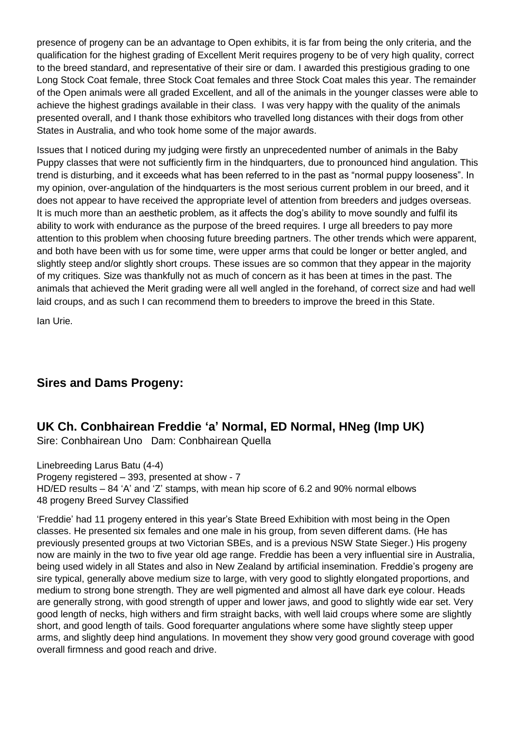presence of progeny can be an advantage to Open exhibits, it is far from being the only criteria, and the qualification for the highest grading of Excellent Merit requires progeny to be of very high quality, correct to the breed standard, and representative of their sire or dam. I awarded this prestigious grading to one Long Stock Coat female, three Stock Coat females and three Stock Coat males this year. The remainder of the Open animals were all graded Excellent, and all of the animals in the younger classes were able to achieve the highest gradings available in their class. I was very happy with the quality of the animals presented overall, and I thank those exhibitors who travelled long distances with their dogs from other States in Australia, and who took home some of the major awards.

Issues that I noticed during my judging were firstly an unprecedented number of animals in the Baby Puppy classes that were not sufficiently firm in the hindquarters, due to pronounced hind angulation. This trend is disturbing, and it exceeds what has been referred to in the past as "normal puppy looseness". In my opinion, over-angulation of the hindquarters is the most serious current problem in our breed, and it does not appear to have received the appropriate level of attention from breeders and judges overseas. It is much more than an aesthetic problem, as it affects the dog's ability to move soundly and fulfil its ability to work with endurance as the purpose of the breed requires. I urge all breeders to pay more attention to this problem when choosing future breeding partners. The other trends which were apparent, and both have been with us for some time, were upper arms that could be longer or better angled, and slightly steep and/or slightly short croups. These issues are so common that they appear in the majority of my critiques. Size was thankfully not as much of concern as it has been at times in the past. The animals that achieved the Merit grading were all well angled in the forehand, of correct size and had well laid croups, and as such I can recommend them to breeders to improve the breed in this State.

Ian Urie.

## Sires and Dams Progeny:

## UK Ch. Conbhairean Freddie 'a' Normal, ED Normal, HNeg (Imp UK)

Sire: Conbhairean Uno   Dam: Conbhairean Quella

Linebreeding Larus Batu (4-4)
Progeny registered – 393, presented at show - 7
HD/ED results – 84 'A' and 'Z' stamps, with mean hip score of 6.2 and 90% normal elbows
48 progeny Breed Survey Classified

'Freddie' had 11 progeny entered in this year's State Breed Exhibition with most being in the Open classes. He presented six females and one male in his group, from seven different dams. (He has previously presented groups at two Victorian SBEs, and is a previous NSW State Sieger.) His progeny now are mainly in the two to five year old age range. Freddie has been a very influential sire in Australia, being used widely in all States and also in New Zealand by artificial insemination. Freddie's progeny are sire typical, generally above medium size to large, with very good to slightly elongated proportions, and medium to strong bone strength. They are well pigmented and almost all have dark eye colour. Heads are generally strong, with good strength of upper and lower jaws, and good to slightly wide ear set. Very good length of necks, high withers and firm straight backs, with well laid croups where some are slightly short, and good length of tails. Good forequarter angulations where some have slightly steep upper arms, and slightly deep hind angulations. In movement they show very good ground coverage with good overall firmness and good reach and drive.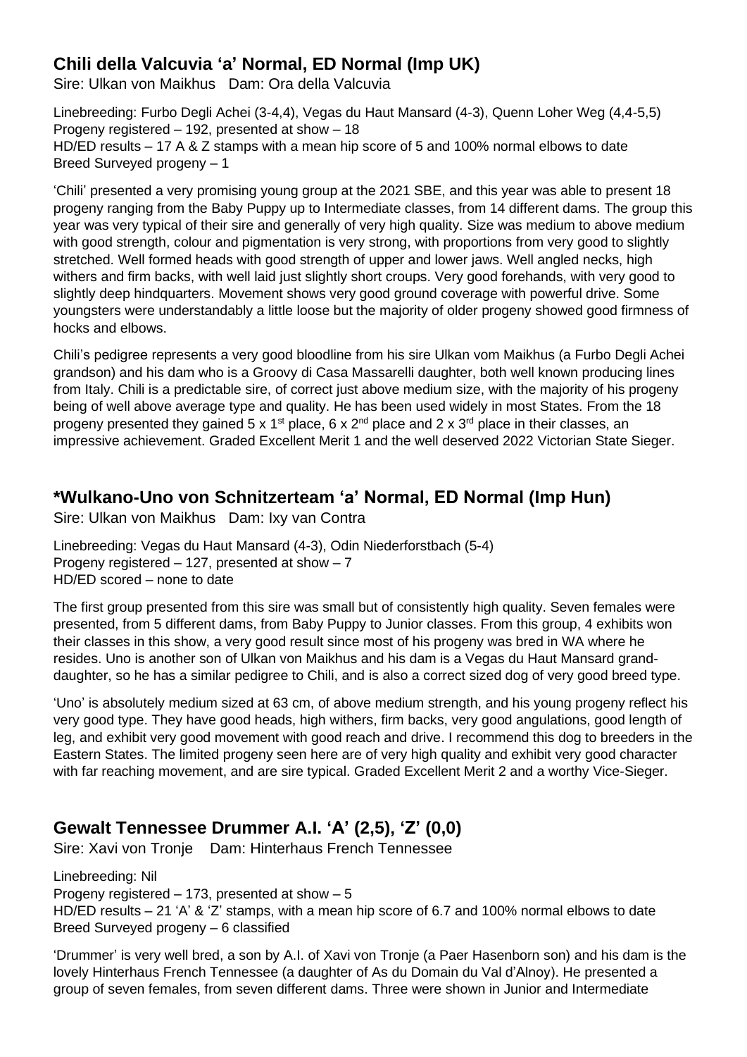## Chili della Valcuvia 'a' Normal, ED Normal (Imp UK)

Sire: Ulkan von Maikhus   Dam: Ora della Valcuvia

Linebreeding: Furbo Degli Achei (3-4,4), Vegas du Haut Mansard (4-3), Quenn Loher Weg (4,4-5,5)
Progeny registered – 192, presented at show – 18
HD/ED results – 17 A & Z stamps with a mean hip score of 5 and 100% normal elbows to date
Breed Surveyed progeny – 1

'Chili' presented a very promising young group at the 2021 SBE, and this year was able to present 18 progeny ranging from the Baby Puppy up to Intermediate classes, from 14 different dams. The group this year was very typical of their sire and generally of very high quality. Size was medium to above medium with good strength, colour and pigmentation is very strong, with proportions from very good to slightly stretched. Well formed heads with good strength of upper and lower jaws. Well angled necks, high withers and firm backs, with well laid just slightly short croups. Very good forehands, with very good to slightly deep hindquarters. Movement shows very good ground coverage with powerful drive. Some youngsters were understandably a little loose but the majority of older progeny showed good firmness of hocks and elbows.

Chili's pedigree represents a very good bloodline from his sire Ulkan vom Maikhus (a Furbo Degli Achei grandson) and his dam who is a Groovy di Casa Massarelli daughter, both well known producing lines from Italy. Chili is a predictable sire, of correct just above medium size, with the majority of his progeny being of well above average type and quality. He has been used widely in most States. From the 18 progeny presented they gained 5 x 1st place, 6 x 2nd place and 2 x 3rd place in their classes, an impressive achievement. Graded Excellent Merit 1 and the well deserved 2022 Victorian State Sieger.

## *Wulkano-Uno von Schnitzerteam 'a' Normal, ED Normal (Imp Hun)

Sire: Ulkan von Maikhus   Dam: Ixy van Contra

Linebreeding: Vegas du Haut Mansard (4-3), Odin Niederforstbach (5-4)
Progeny registered – 127, presented at show – 7
HD/ED scored – none to date

The first group presented from this sire was small but of consistently high quality. Seven females were presented, from 5 different dams, from Baby Puppy to Junior classes. From this group, 4 exhibits won their classes in this show, a very good result since most of his progeny was bred in WA where he resides. Uno is another son of Ulkan von Maikhus and his dam is a Vegas du Haut Mansard grand-daughter, so he has a similar pedigree to Chili, and is also a correct sized dog of very good breed type.

'Uno' is absolutely medium sized at 63 cm, of above medium strength, and his young progeny reflect his very good type. They have good heads, high withers, firm backs, very good angulations, good length of leg, and exhibit very good movement with good reach and drive. I recommend this dog to breeders in the Eastern States. The limited progeny seen here are of very high quality and exhibit very good character with far reaching movement, and are sire typical. Graded Excellent Merit 2 and a worthy Vice-Sieger.

## Gewalt Tennessee Drummer A.I. 'A' (2,5), 'Z' (0,0)

Sire: Xavi von Tronje   Dam: Hinterhaus French Tennessee

Linebreeding: Nil
Progeny registered – 173, presented at show – 5
HD/ED results – 21 'A' & 'Z' stamps, with a mean hip score of 6.7 and 100% normal elbows to date
Breed Surveyed progeny – 6 classified

'Drummer' is very well bred, a son by A.I. of Xavi von Tronje (a Paer Hasenborn son) and his dam is the lovely Hinterhaus French Tennessee (a daughter of As du Domain du Val d'Alnoy). He presented a group of seven females, from seven different dams. Three were shown in Junior and Intermediate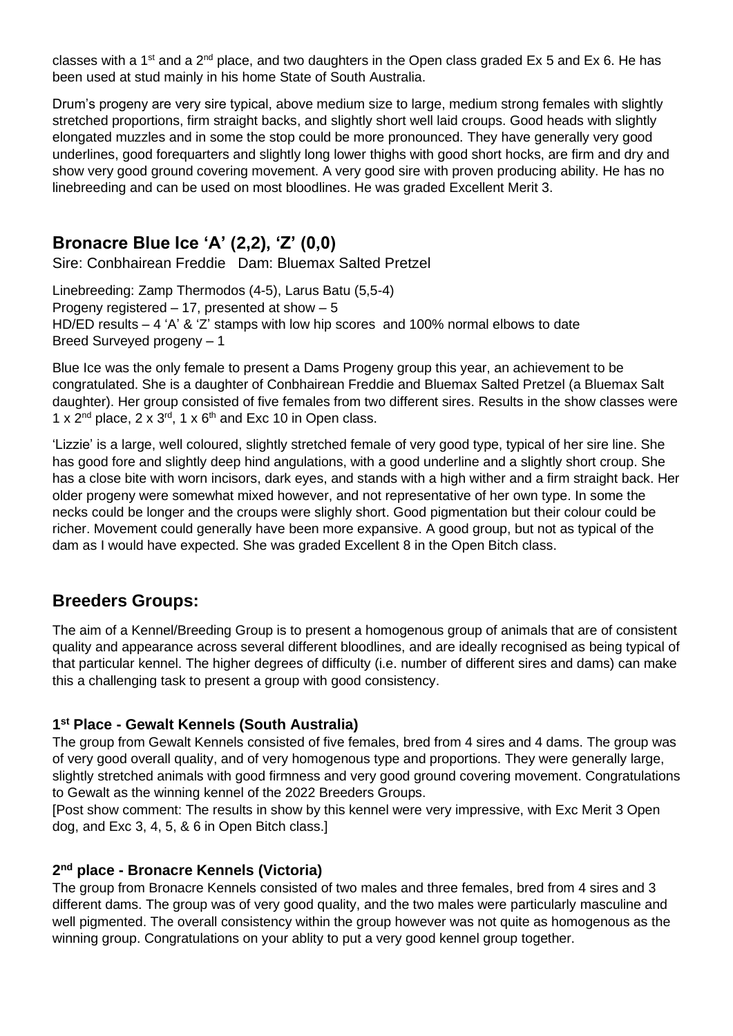classes with a 1st and a 2nd place, and two daughters in the Open class graded Ex 5 and Ex 6. He has been used at stud mainly in his home State of South Australia.

Drum's progeny are very sire typical, above medium size to large, medium strong females with slightly stretched proportions, firm straight backs, and slightly short well laid croups. Good heads with slightly elongated muzzles and in some the stop could be more pronounced. They have generally very good underlines, good forequarters and slightly long lower thighs with good short hocks, are firm and dry and show very good ground covering movement. A very good sire with proven producing ability. He has no linebreeding and can be used on most bloodlines. He was graded Excellent Merit 3.

## Bronacre Blue Ice 'A' (2,2), 'Z' (0,0)

Sire: Conbhairean Freddie   Dam: Bluemax Salted Pretzel

Linebreeding: Zamp Thermodos (4-5), Larus Batu (5,5-4)
Progeny registered – 17, presented at show – 5
HD/ED results – 4 'A' & 'Z' stamps with low hip scores and 100% normal elbows to date
Breed Surveyed progeny – 1

Blue Ice was the only female to present a Dams Progeny group this year, an achievement to be congratulated. She is a daughter of Conbhairean Freddie and Bluemax Salted Pretzel (a Bluemax Salt daughter). Her group consisted of five females from two different sires. Results in the show classes were 1 x 2nd place, 2 x 3rd, 1 x 6th and Exc 10 in Open class.

'Lizzie' is a large, well coloured, slightly stretched female of very good type, typical of her sire line. She has good fore and slightly deep hind angulations, with a good underline and a slightly short croup. She has a close bite with worn incisors, dark eyes, and stands with a high wither and a firm straight back. Her older progeny were somewhat mixed however, and not representative of her own type. In some the necks could be longer and the croups were slighly short. Good pigmentation but their colour could be richer. Movement could generally have been more expansive. A good group, but not as typical of the dam as I would have expected. She was graded Excellent 8 in the Open Bitch class.

## Breeders Groups:

The aim of a Kennel/Breeding Group is to present a homogenous group of animals that are of consistent quality and appearance across several different bloodlines, and are ideally recognised as being typical of that particular kennel. The higher degrees of difficulty (i.e. number of different sires and dams) can make this a challenging task to present a group with good consistency.

### 1st Place - Gewalt Kennels (South Australia)

The group from Gewalt Kennels consisted of five females, bred from 4 sires and 4 dams. The group was of very good overall quality, and of very homogenous type and proportions. They were generally large, slightly stretched animals with good firmness and very good ground covering movement. Congratulations to Gewalt as the winning kennel of the 2022 Breeders Groups.
[Post show comment: The results in show by this kennel were very impressive, with Exc Merit 3 Open dog, and Exc 3, 4, 5, & 6 in Open Bitch class.]

### 2nd place - Bronacre Kennels (Victoria)

The group from Bronacre Kennels consisted of two males and three females, bred from 4 sires and 3 different dams. The group was of very good quality, and the two males were particularly masculine and well pigmented. The overall consistency within the group however was not quite as homogenous as the winning group. Congratulations on your ablity to put a very good kennel group together.